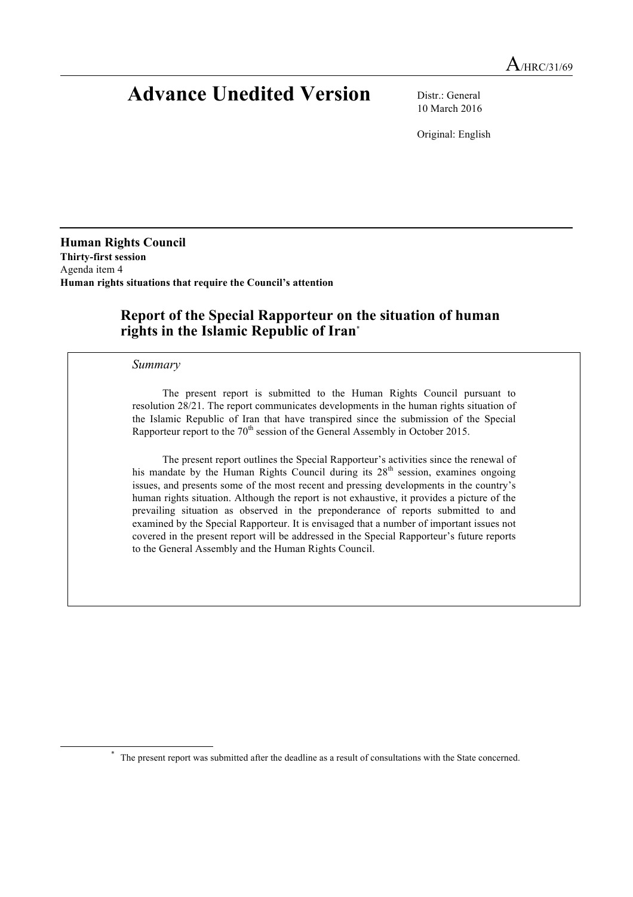A/HRC/31/69

# Advance Unedited Version

Distr.: General
10 March 2016

Original: English

**Human Rights Council**
**Thirty-first session**
Agenda item 4
**Human rights situations that require the Council's attention**

## Report of the Special Rapporteur on the situation of human rights in the Islamic Republic of Iran*

*Summary*

The present report is submitted to the Human Rights Council pursuant to resolution 28/21. The report communicates developments in the human rights situation of the Islamic Republic of Iran that have transpired since the submission of the Special Rapporteur report to the 70th session of the General Assembly in October 2015.

The present report outlines the Special Rapporteur's activities since the renewal of his mandate by the Human Rights Council during its 28th session, examines ongoing issues, and presents some of the most recent and pressing developments in the country's human rights situation. Although the report is not exhaustive, it provides a picture of the prevailing situation as observed in the preponderance of reports submitted to and examined by the Special Rapporteur. It is envisaged that a number of important issues not covered in the present report will be addressed in the Special Rapporteur's future reports to the General Assembly and the Human Rights Council.

\* The present report was submitted after the deadline as a result of consultations with the State concerned.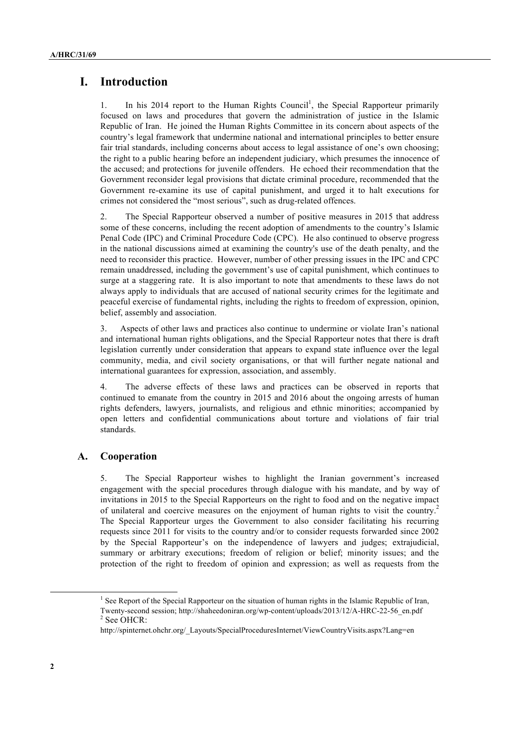# I. Introduction

1. In his 2014 report to the Human Rights Council[1], the Special Rapporteur primarily focused on laws and procedures that govern the administration of justice in the Islamic Republic of Iran. He joined the Human Rights Committee in its concern about aspects of the country's legal framework that undermine national and international principles to better ensure fair trial standards, including concerns about access to legal assistance of one's own choosing; the right to a public hearing before an independent judiciary, which presumes the innocence of the accused; and protections for juvenile offenders. He echoed their recommendation that the Government reconsider legal provisions that dictate criminal procedure, recommended that the Government re-examine its use of capital punishment, and urged it to halt executions for crimes not considered the "most serious", such as drug-related offences.

2. The Special Rapporteur observed a number of positive measures in 2015 that address some of these concerns, including the recent adoption of amendments to the country's Islamic Penal Code (IPC) and Criminal Procedure Code (CPC). He also continued to observe progress in the national discussions aimed at examining the country's use of the death penalty, and the need to reconsider this practice. However, number of other pressing issues in the IPC and CPC remain unaddressed, including the government's use of capital punishment, which continues to surge at a staggering rate. It is also important to note that amendments to these laws do not always apply to individuals that are accused of national security crimes for the legitimate and peaceful exercise of fundamental rights, including the rights to freedom of expression, opinion, belief, assembly and association.

3. Aspects of other laws and practices also continue to undermine or violate Iran's national and international human rights obligations, and the Special Rapporteur notes that there is draft legislation currently under consideration that appears to expand state influence over the legal community, media, and civil society organisations, or that will further negate national and international guarantees for expression, association, and assembly.

4. The adverse effects of these laws and practices can be observed in reports that continued to emanate from the country in 2015 and 2016 about the ongoing arrests of human rights defenders, lawyers, journalists, and religious and ethnic minorities; accompanied by open letters and confidential communications about torture and violations of fair trial standards.

## A. Cooperation

5. The Special Rapporteur wishes to highlight the Iranian government's increased engagement with the special procedures through dialogue with his mandate, and by way of invitations in 2015 to the Special Rapporteurs on the right to food and on the negative impact of unilateral and coercive measures on the enjoyment of human rights to visit the country.[2] The Special Rapporteur urges the Government to also consider facilitating his recurring requests since 2011 for visits to the country and/or to consider requests forwarded since 2002 by the Special Rapporteur's on the independence of lawyers and judges; extrajudicial, summary or arbitrary executions; freedom of religion or belief; minority issues; and the protection of the right to freedom of opinion and expression; as well as requests from the

---

[1] See Report of the Special Rapporteur on the situation of human rights in the Islamic Republic of Iran, Twenty-second session; http://shaheedoniran.org/wp-content/uploads/2013/12/A-HRC-22-56_en.pdf

[2] See OHCR: http://spinternet.ohchr.org/_Layouts/SpecialProceduresInternet/ViewCountryVisits.aspx?Lang=en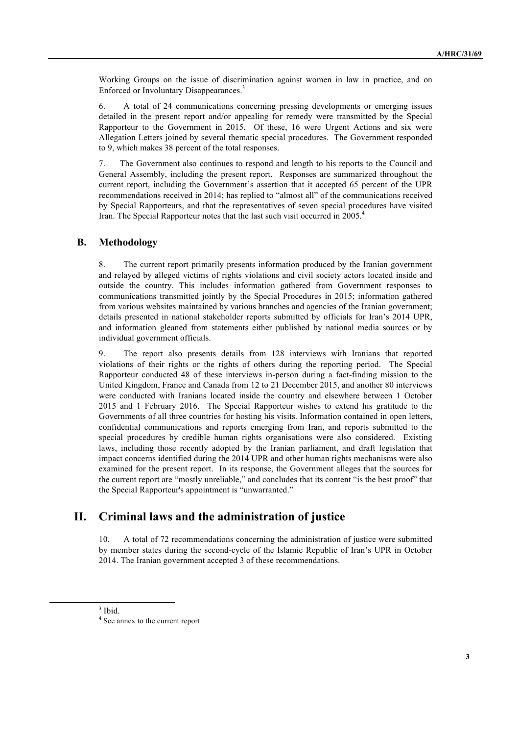Working Groups on the issue of discrimination against women in law in practice, and on Enforced or Involuntary Disappearances.[3]

6. A total of 24 communications concerning pressing developments or emerging issues detailed in the present report and/or appealing for remedy were transmitted by the Special Rapporteur to the Government in 2015. Of these, 16 were Urgent Actions and six were Allegation Letters joined by several thematic special procedures. The Government responded to 9, which makes 38 percent of the total responses.

7. The Government also continues to respond and length to his reports to the Council and General Assembly, including the present report. Responses are summarized throughout the current report, including the Government's assertion that it accepted 65 percent of the UPR recommendations received in 2014; has replied to "almost all" of the communications received by Special Rapporteurs, and that the representatives of seven special procedures have visited Iran. The Special Rapporteur notes that the last such visit occurred in 2005.[4]

## B. Methodology

8. The current report primarily presents information produced by the Iranian government and relayed by alleged victims of rights violations and civil society actors located inside and outside the country. This includes information gathered from Government responses to communications transmitted jointly by the Special Procedures in 2015; information gathered from various websites maintained by various branches and agencies of the Iranian government; details presented in national stakeholder reports submitted by officials for Iran's 2014 UPR, and information gleaned from statements either published by national media sources or by individual government officials.

9. The report also presents details from 128 interviews with Iranians that reported violations of their rights or the rights of others during the reporting period. The Special Rapporteur conducted 48 of these interviews in-person during a fact-finding mission to the United Kingdom, France and Canada from 12 to 21 December 2015, and another 80 interviews were conducted with Iranians located inside the country and elsewhere between 1 October 2015 and 1 February 2016. The Special Rapporteur wishes to extend his gratitude to the Governments of all three countries for hosting his visits. Information contained in open letters, confidential communications and reports emerging from Iran, and reports submitted to the special procedures by credible human rights organisations were also considered. Existing laws, including those recently adopted by the Iranian parliament, and draft legislation that impact concerns identified during the 2014 UPR and other human rights mechanisms were also examined for the present report. In its response, the Government alleges that the sources for the current report are "mostly unreliable," and concludes that its content "is the best proof" that the Special Rapporteur's appointment is "unwarranted."

# II. Criminal laws and the administration of justice

10. A total of 72 recommendations concerning the administration of justice were submitted by member states during the second-cycle of the Islamic Republic of Iran's UPR in October 2014. The Iranian government accepted 3 of these recommendations.

---

[3] Ibid.

[4] See annex to the current report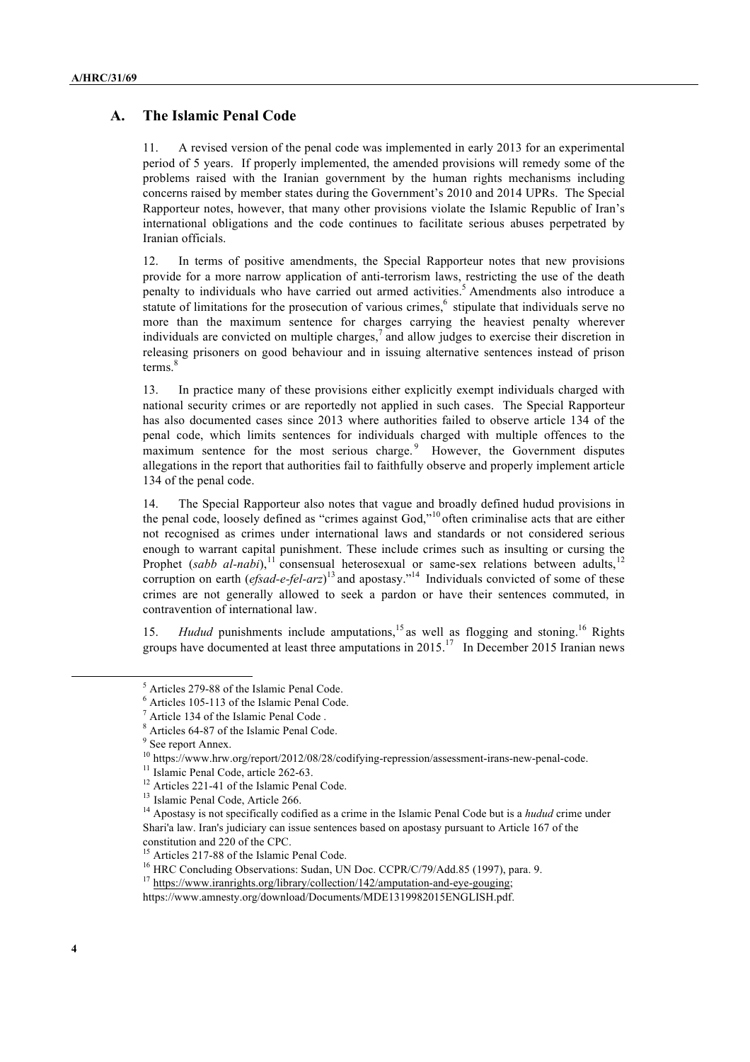## A. The Islamic Penal Code

11. A revised version of the penal code was implemented in early 2013 for an experimental period of 5 years. If properly implemented, the amended provisions will remedy some of the problems raised with the Iranian government by the human rights mechanisms including concerns raised by member states during the Government's 2010 and 2014 UPRs. The Special Rapporteur notes, however, that many other provisions violate the Islamic Republic of Iran's international obligations and the code continues to facilitate serious abuses perpetrated by Iranian officials.

12. In terms of positive amendments, the Special Rapporteur notes that new provisions provide for a more narrow application of anti-terrorism laws, restricting the use of the death penalty to individuals who have carried out armed activities.[5] Amendments also introduce a statute of limitations for the prosecution of various crimes,[6] stipulate that individuals serve no more than the maximum sentence for charges carrying the heaviest penalty wherever individuals are convicted on multiple charges,[7] and allow judges to exercise their discretion in releasing prisoners on good behaviour and in issuing alternative sentences instead of prison terms.[8]

13. In practice many of these provisions either explicitly exempt individuals charged with national security crimes or are reportedly not applied in such cases. The Special Rapporteur has also documented cases since 2013 where authorities failed to observe article 134 of the penal code, which limits sentences for individuals charged with multiple offences to the maximum sentence for the most serious charge.[9] However, the Government disputes allegations in the report that authorities fail to faithfully observe and properly implement article 134 of the penal code.

14. The Special Rapporteur also notes that vague and broadly defined hudud provisions in the penal code, loosely defined as "crimes against God,"[10] often criminalise acts that are either not recognised as crimes under international laws and standards or not considered serious enough to warrant capital punishment. These include crimes such as insulting or cursing the Prophet (*sabb al-nabi*),[11] consensual heterosexual or same-sex relations between adults,[12] corruption on earth (*efsad-e-fel-arz*)[13] and apostasy."[14] Individuals convicted of some of these crimes are not generally allowed to seek a pardon or have their sentences commuted, in contravention of international law.

15. *Hudud* punishments include amputations,[15] as well as flogging and stoning.[16] Rights groups have documented at least three amputations in 2015.[17] In December 2015 Iranian news

---

[5] Articles 279-88 of the Islamic Penal Code.

[6] Articles 105-113 of the Islamic Penal Code.

[7] Article 134 of the Islamic Penal Code .

[8] Articles 64-87 of the Islamic Penal Code.

[9] See report Annex.

[10] https://www.hrw.org/report/2012/08/28/codifying-repression/assessment-irans-new-penal-code.

[11] Islamic Penal Code, article 262-63.

[12] Articles 221-41 of the Islamic Penal Code.

[13] Islamic Penal Code, Article 266.

[14] Apostasy is not specifically codified as a crime in the Islamic Penal Code but is a *hudud* crime under Shari'a law. Iran's judiciary can issue sentences based on apostasy pursuant to Article 167 of the constitution and 220 of the CPC.

[15] Articles 217-88 of the Islamic Penal Code.

[16] HRC Concluding Observations: Sudan, UN Doc. CCPR/C/79/Add.85 (1997), para. 9.

[17] https://www.iranrights.org/library/collection/142/amputation-and-eye-gouging; https://www.amnesty.org/download/Documents/MDE1319982015ENGLISH.pdf.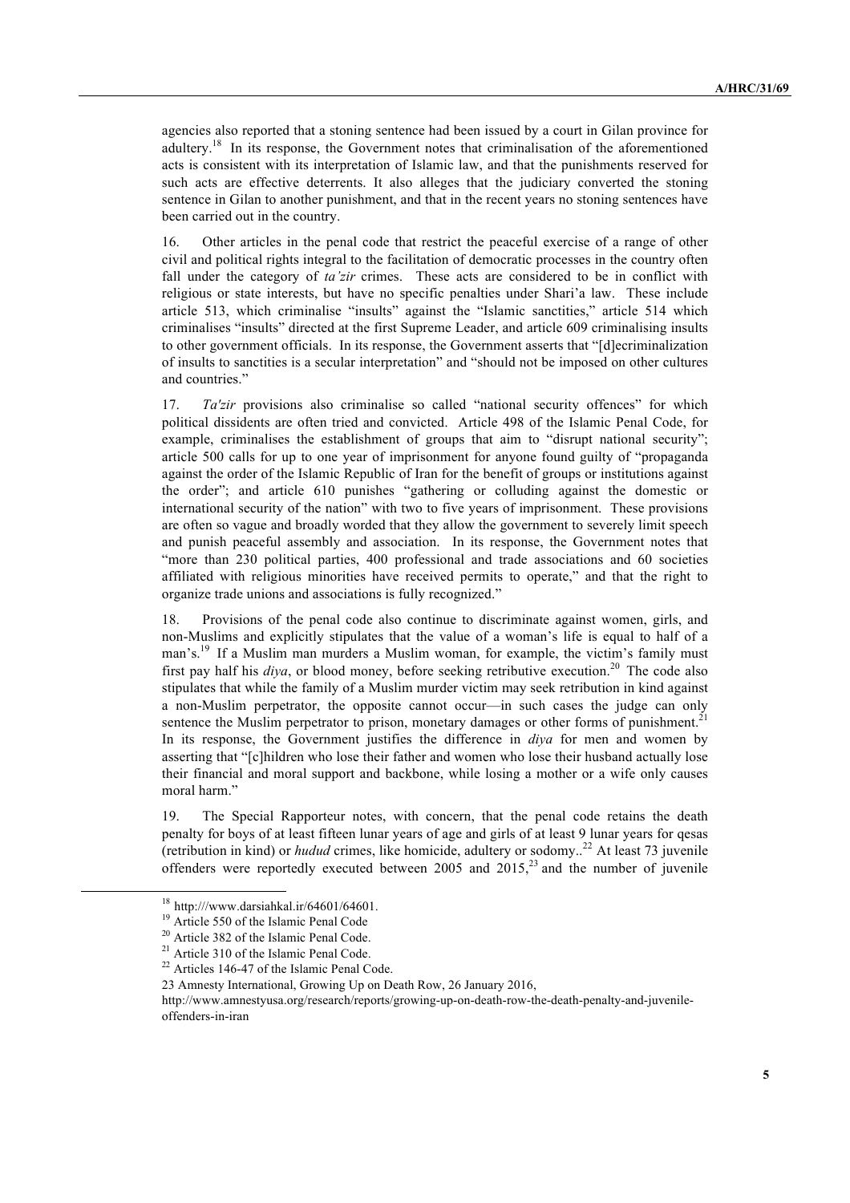agencies also reported that a stoning sentence had been issued by a court in Gilan province for adultery.[18] In its response, the Government notes that criminalisation of the aforementioned acts is consistent with its interpretation of Islamic law, and that the punishments reserved for such acts are effective deterrents. It also alleges that the judiciary converted the stoning sentence in Gilan to another punishment, and that in the recent years no stoning sentences have been carried out in the country.

16. Other articles in the penal code that restrict the peaceful exercise of a range of other civil and political rights integral to the facilitation of democratic processes in the country often fall under the category of *ta'zir* crimes. These acts are considered to be in conflict with religious or state interests, but have no specific penalties under Shari'a law. These include article 513, which criminalise "insults" against the "Islamic sanctities," article 514 which criminalises "insults" directed at the first Supreme Leader, and article 609 criminalising insults to other government officials. In its response, the Government asserts that "[d]ecriminalization of insults to sanctities is a secular interpretation" and "should not be imposed on other cultures and countries."

17. *Ta'zir* provisions also criminalise so called "national security offences" for which political dissidents are often tried and convicted. Article 498 of the Islamic Penal Code, for example, criminalises the establishment of groups that aim to "disrupt national security"; article 500 calls for up to one year of imprisonment for anyone found guilty of "propaganda against the order of the Islamic Republic of Iran for the benefit of groups or institutions against the order"; and article 610 punishes "gathering or colluding against the domestic or international security of the nation" with two to five years of imprisonment. These provisions are often so vague and broadly worded that they allow the government to severely limit speech and punish peaceful assembly and association. In its response, the Government notes that "more than 230 political parties, 400 professional and trade associations and 60 societies affiliated with religious minorities have received permits to operate," and that the right to organize trade unions and associations is fully recognized."

18. Provisions of the penal code also continue to discriminate against women, girls, and non-Muslims and explicitly stipulates that the value of a woman's life is equal to half of a man's.[19] If a Muslim man murders a Muslim woman, for example, the victim's family must first pay half his *diya*, or blood money, before seeking retributive execution.[20] The code also stipulates that while the family of a Muslim murder victim may seek retribution in kind against a non-Muslim perpetrator, the opposite cannot occur—in such cases the judge can only sentence the Muslim perpetrator to prison, monetary damages or other forms of punishment.[21] In its response, the Government justifies the difference in *diya* for men and women by asserting that "[c]hildren who lose their father and women who lose their husband actually lose their financial and moral support and backbone, while losing a mother or a wife only causes moral harm."

19. The Special Rapporteur notes, with concern, that the penal code retains the death penalty for boys of at least fifteen lunar years of age and girls of at least 9 lunar years for qesas (retribution in kind) or *hudud* crimes, like homicide, adultery or sodomy..[22] At least 73 juvenile offenders were reportedly executed between 2005 and 2015,[23] and the number of juvenile

---

[18] http:///www.darsiahkal.ir/64601/64601.

[19] Article 550 of the Islamic Penal Code

[20] Article 382 of the Islamic Penal Code.

[21] Article 310 of the Islamic Penal Code.

[22] Articles 146-47 of the Islamic Penal Code.

23 Amnesty International, Growing Up on Death Row, 26 January 2016, http://www.amnestyusa.org/research/reports/growing-up-on-death-row-the-death-penalty-and-juvenile-offenders-in-iran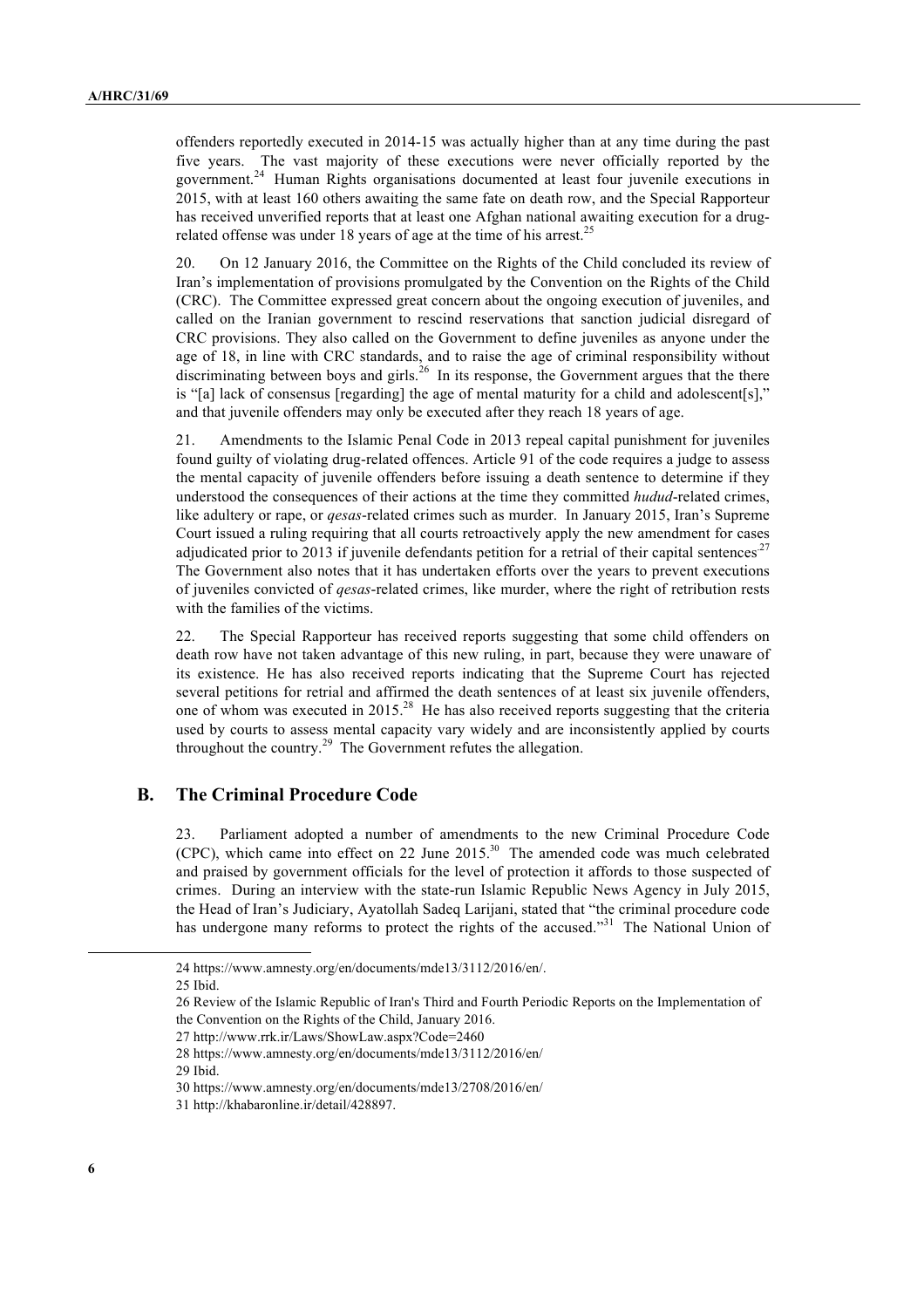offenders reportedly executed in 2014-15 was actually higher than at any time during the past five years. The vast majority of these executions were never officially reported by the government.[24] Human Rights organisations documented at least four juvenile executions in 2015, with at least 160 others awaiting the same fate on death row, and the Special Rapporteur has received unverified reports that at least one Afghan national awaiting execution for a drug-related offense was under 18 years of age at the time of his arrest.[25]

20. On 12 January 2016, the Committee on the Rights of the Child concluded its review of Iran's implementation of provisions promulgated by the Convention on the Rights of the Child (CRC). The Committee expressed great concern about the ongoing execution of juveniles, and called on the Iranian government to rescind reservations that sanction judicial disregard of CRC provisions. They also called on the Government to define juveniles as anyone under the age of 18, in line with CRC standards, and to raise the age of criminal responsibility without discriminating between boys and girls.[26] In its response, the Government argues that the there is "[a] lack of consensus [regarding] the age of mental maturity for a child and adolescent[s]," and that juvenile offenders may only be executed after they reach 18 years of age.

21. Amendments to the Islamic Penal Code in 2013 repeal capital punishment for juveniles found guilty of violating drug-related offences. Article 91 of the code requires a judge to assess the mental capacity of juvenile offenders before issuing a death sentence to determine if they understood the consequences of their actions at the time they committed *hudud*-related crimes, like adultery or rape, or *qesas*-related crimes such as murder. In January 2015, Iran's Supreme Court issued a ruling requiring that all courts retroactively apply the new amendment for cases adjudicated prior to 2013 if juvenile defendants petition for a retrial of their capital sentences.[27] The Government also notes that it has undertaken efforts over the years to prevent executions of juveniles convicted of *qesas*-related crimes, like murder, where the right of retribution rests with the families of the victims.

22. The Special Rapporteur has received reports suggesting that some child offenders on death row have not taken advantage of this new ruling, in part, because they were unaware of its existence. He has also received reports indicating that the Supreme Court has rejected several petitions for retrial and affirmed the death sentences of at least six juvenile offenders, one of whom was executed in 2015.[28] He has also received reports suggesting that the criteria used by courts to assess mental capacity vary widely and are inconsistently applied by courts throughout the country.[29] The Government refutes the allegation.

## B. The Criminal Procedure Code

23. Parliament adopted a number of amendments to the new Criminal Procedure Code (CPC), which came into effect on 22 June 2015.[30] The amended code was much celebrated and praised by government officials for the level of protection it affords to those suspected of crimes. During an interview with the state-run Islamic Republic News Agency in July 2015, the Head of Iran's Judiciary, Ayatollah Sadeq Larijani, stated that "the criminal procedure code has undergone many reforms to protect the rights of the accused."[31] The National Union of

---

24 https://www.amnesty.org/en/documents/mde13/3112/2016/en/.

25 Ibid.

26 Review of the Islamic Republic of Iran's Third and Fourth Periodic Reports on the Implementation of the Convention on the Rights of the Child, January 2016.

27 http://www.rrk.ir/Laws/ShowLaw.aspx?Code=2460

28 https://www.amnesty.org/en/documents/mde13/3112/2016/en/

29 Ibid.

30 https://www.amnesty.org/en/documents/mde13/2708/2016/en/

31 http://khabaronline.ir/detail/428897.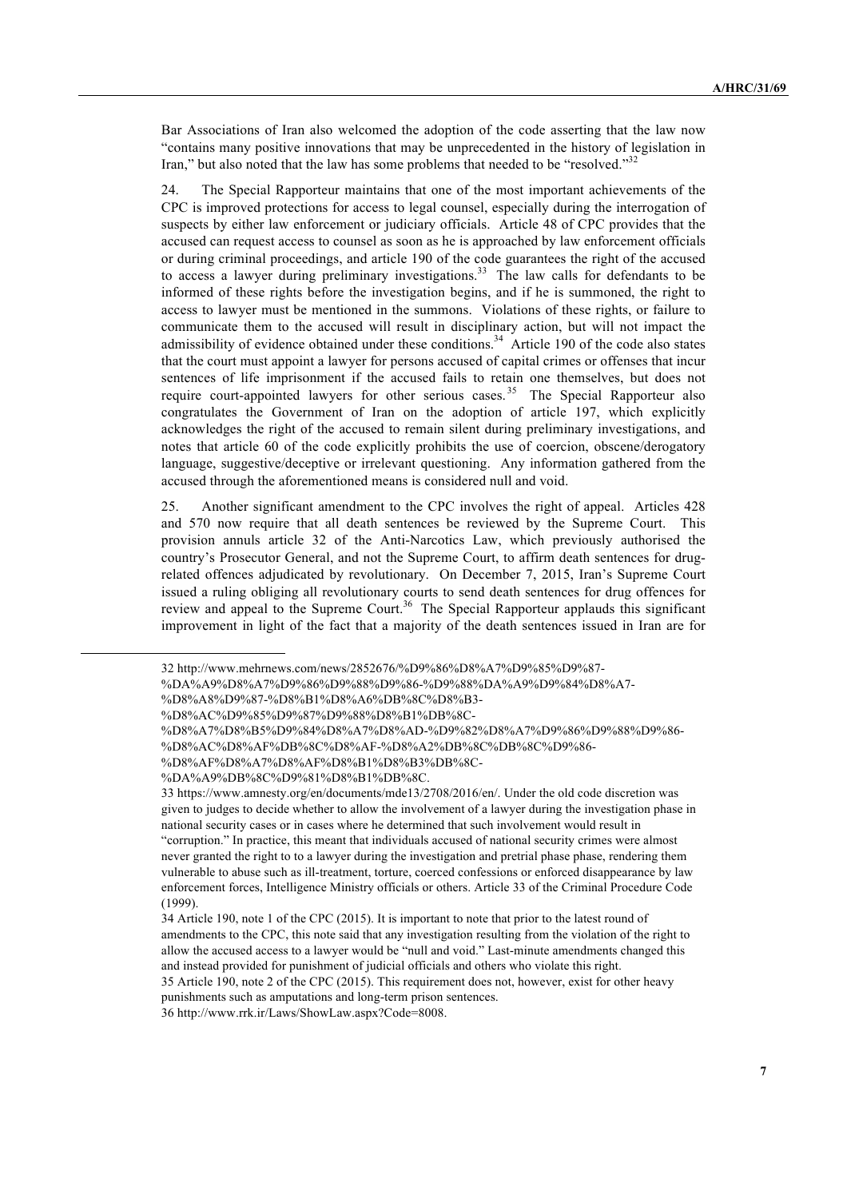Bar Associations of Iran also welcomed the adoption of the code asserting that the law now "contains many positive innovations that may be unprecedented in the history of legislation in Iran," but also noted that the law has some problems that needed to be "resolved."[32]

24. The Special Rapporteur maintains that one of the most important achievements of the CPC is improved protections for access to legal counsel, especially during the interrogation of suspects by either law enforcement or judiciary officials. Article 48 of CPC provides that the accused can request access to counsel as soon as he is approached by law enforcement officials or during criminal proceedings, and article 190 of the code guarantees the right of the accused to access a lawyer during preliminary investigations.[33] The law calls for defendants to be informed of these rights before the investigation begins, and if he is summoned, the right to access to lawyer must be mentioned in the summons. Violations of these rights, or failure to communicate them to the accused will result in disciplinary action, but will not impact the admissibility of evidence obtained under these conditions.[34] Article 190 of the code also states that the court must appoint a lawyer for persons accused of capital crimes or offenses that incur sentences of life imprisonment if the accused fails to retain one themselves, but does not require court-appointed lawyers for other serious cases.[35] The Special Rapporteur also congratulates the Government of Iran on the adoption of article 197, which explicitly acknowledges the right of the accused to remain silent during preliminary investigations, and notes that article 60 of the code explicitly prohibits the use of coercion, obscene/derogatory language, suggestive/deceptive or irrelevant questioning. Any information gathered from the accused through the aforementioned means is considered null and void.

25. Another significant amendment to the CPC involves the right of appeal. Articles 428 and 570 now require that all death sentences be reviewed by the Supreme Court. This provision annuls article 32 of the Anti-Narcotics Law, which previously authorised the country's Prosecutor General, and not the Supreme Court, to affirm death sentences for drug-related offences adjudicated by revolutionary. On December 7, 2015, Iran's Supreme Court issued a ruling obliging all revolutionary courts to send death sentences for drug offences for review and appeal to the Supreme Court.[36] The Special Rapporteur applauds this significant improvement in light of the fact that a majority of the death sentences issued in Iran are for

---

32 http://www.mehrnews.com/news/2852676/%D9%86%D8%A7%D9%85%D9%87-%DA%A9%D8%A7%D9%86%D9%88%D9%86-%D9%88%DA%A9%D9%84%D8%A7-%D8%A8%D9%87-%D8%B1%D8%A6%DB%8C%D8%B3-%D8%AC%D9%85%D9%87%D9%88%D8%B1%DB%8C-%D8%A7%D8%B5%D9%84%D8%A7%D8%AD-%D9%82%D8%A7%D9%86%D9%88%D9%86-%D8%AC%D8%AF%DB%8C%D8%AF-%D8%A2%DB%8C%DB%8C%D9%86-%D8%AF%D8%A7%D8%AF%D8%B1%D8%B3%DB%8C-%DA%A9%DB%8C%D9%81%D8%B1%DB%8C.

33 https://www.amnesty.org/en/documents/mde13/2708/2016/en/. Under the old code discretion was given to judges to decide whether to allow the involvement of a lawyer during the investigation phase in national security cases or in cases where he determined that such involvement would result in "corruption." In practice, this meant that individuals accused of national security crimes were almost never granted the right to to a lawyer during the investigation and pretrial phase phase, rendering them vulnerable to abuse such as ill-treatment, torture, coerced confessions or enforced disappearance by law enforcement forces, Intelligence Ministry officials or others. Article 33 of the Criminal Procedure Code (1999).

34 Article 190, note 1 of the CPC (2015). It is important to note that prior to the latest round of amendments to the CPC, this note said that any investigation resulting from the violation of the right to allow the accused access to a lawyer would be "null and void." Last-minute amendments changed this and instead provided for punishment of judicial officials and others who violate this right.

35 Article 190, note 2 of the CPC (2015). This requirement does not, however, exist for other heavy punishments such as amputations and long-term prison sentences.

36 http://www.rrk.ir/Laws/ShowLaw.aspx?Code=8008.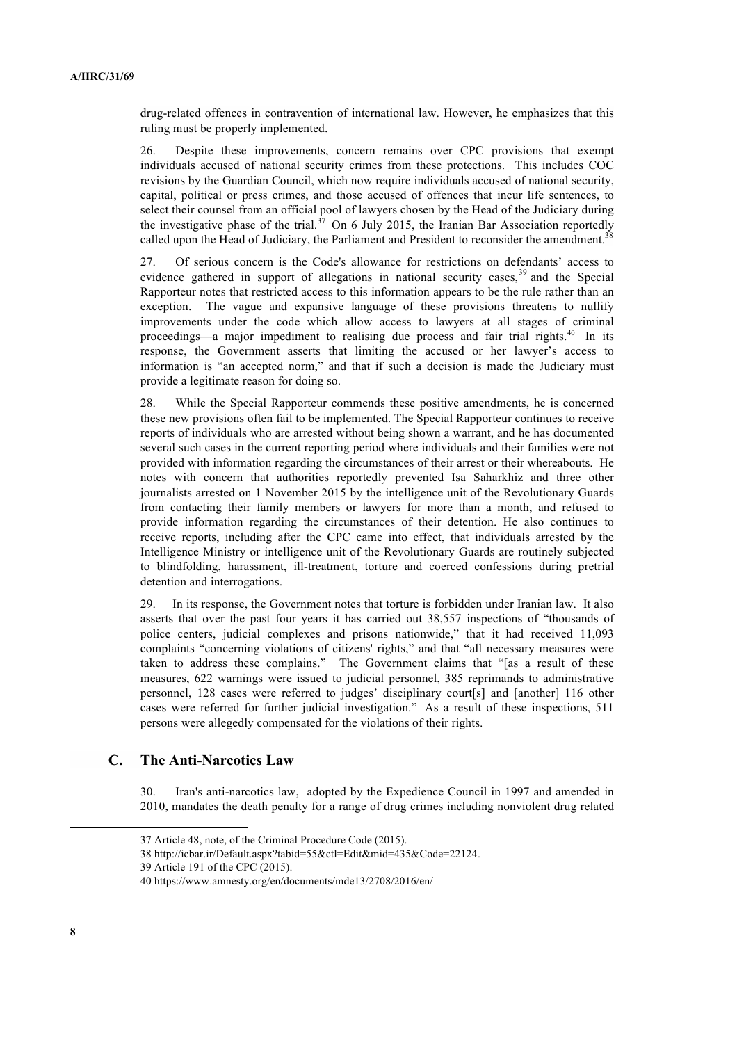drug-related offences in contravention of international law. However, he emphasizes that this ruling must be properly implemented.

26. Despite these improvements, concern remains over CPC provisions that exempt individuals accused of national security crimes from these protections. This includes COC revisions by the Guardian Council, which now require individuals accused of national security, capital, political or press crimes, and those accused of offences that incur life sentences, to select their counsel from an official pool of lawyers chosen by the Head of the Judiciary during the investigative phase of the trial.[37] On 6 July 2015, the Iranian Bar Association reportedly called upon the Head of Judiciary, the Parliament and President to reconsider the amendment.[38]

27. Of serious concern is the Code's allowance for restrictions on defendants' access to evidence gathered in support of allegations in national security cases,[39] and the Special Rapporteur notes that restricted access to this information appears to be the rule rather than an exception. The vague and expansive language of these provisions threatens to nullify improvements under the code which allow access to lawyers at all stages of criminal proceedings—a major impediment to realising due process and fair trial rights.[40] In its response, the Government asserts that limiting the accused or her lawyer's access to information is "an accepted norm," and that if such a decision is made the Judiciary must provide a legitimate reason for doing so.

28. While the Special Rapporteur commends these positive amendments, he is concerned these new provisions often fail to be implemented. The Special Rapporteur continues to receive reports of individuals who are arrested without being shown a warrant, and he has documented several such cases in the current reporting period where individuals and their families were not provided with information regarding the circumstances of their arrest or their whereabouts. He notes with concern that authorities reportedly prevented Isa Saharkhiz and three other journalists arrested on 1 November 2015 by the intelligence unit of the Revolutionary Guards from contacting their family members or lawyers for more than a month, and refused to provide information regarding the circumstances of their detention. He also continues to receive reports, including after the CPC came into effect, that individuals arrested by the Intelligence Ministry or intelligence unit of the Revolutionary Guards are routinely subjected to blindfolding, harassment, ill-treatment, torture and coerced confessions during pretrial detention and interrogations.

29. In its response, the Government notes that torture is forbidden under Iranian law. It also asserts that over the past four years it has carried out 38,557 inspections of "thousands of police centers, judicial complexes and prisons nationwide," that it had received 11,093 complaints "concerning violations of citizens' rights," and that "all necessary measures were taken to address these complains." The Government claims that "[as a result of these measures, 622 warnings were issued to judicial personnel, 385 reprimands to administrative personnel, 128 cases were referred to judges' disciplinary court[s] and [another] 116 other cases were referred for further judicial investigation." As a result of these inspections, 511 persons were allegedly compensated for the violations of their rights.

## C. The Anti-Narcotics Law

30. Iran's anti-narcotics law, adopted by the Expedience Council in 1997 and amended in 2010, mandates the death penalty for a range of drug crimes including nonviolent drug related

---

37 Article 48, note, of the Criminal Procedure Code (2015).

38 http://icbar.ir/Default.aspx?tabid=55&ctl=Edit&mid=435&Code=22124.

39 Article 191 of the CPC (2015).

40 https://www.amnesty.org/en/documents/mde13/2708/2016/en/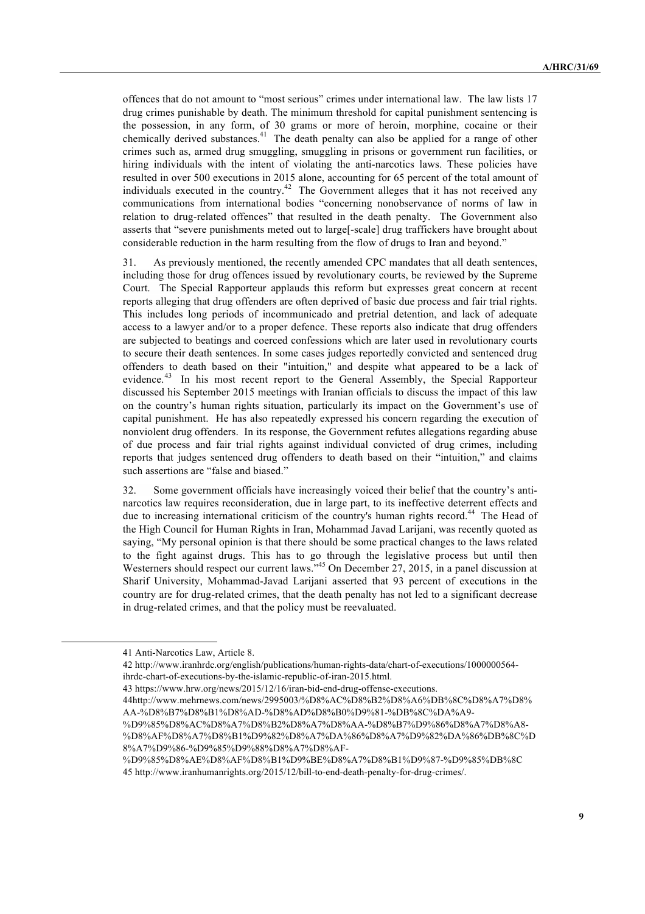offences that do not amount to "most serious" crimes under international law. The law lists 17 drug crimes punishable by death. The minimum threshold for capital punishment sentencing is the possession, in any form, of 30 grams or more of heroin, morphine, cocaine or their chemically derived substances.[41] The death penalty can also be applied for a range of other crimes such as, armed drug smuggling, smuggling in prisons or government run facilities, or hiring individuals with the intent of violating the anti-narcotics laws. These policies have resulted in over 500 executions in 2015 alone, accounting for 65 percent of the total amount of individuals executed in the country.[42] The Government alleges that it has not received any communications from international bodies "concerning nonobservance of norms of law in relation to drug-related offences" that resulted in the death penalty. The Government also asserts that "severe punishments meted out to large[-scale] drug traffickers have brought about considerable reduction in the harm resulting from the flow of drugs to Iran and beyond."

31. As previously mentioned, the recently amended CPC mandates that all death sentences, including those for drug offences issued by revolutionary courts, be reviewed by the Supreme Court. The Special Rapporteur applauds this reform but expresses great concern at recent reports alleging that drug offenders are often deprived of basic due process and fair trial rights. This includes long periods of incommunicado and pretrial detention, and lack of adequate access to a lawyer and/or to a proper defence. These reports also indicate that drug offenders are subjected to beatings and coerced confessions which are later used in revolutionary courts to secure their death sentences. In some cases judges reportedly convicted and sentenced drug offenders to death based on their "intuition," and despite what appeared to be a lack of evidence.[43] In his most recent report to the General Assembly, the Special Rapporteur discussed his September 2015 meetings with Iranian officials to discuss the impact of this law on the country's human rights situation, particularly its impact on the Government's use of capital punishment. He has also repeatedly expressed his concern regarding the execution of nonviolent drug offenders. In its response, the Government refutes allegations regarding abuse of due process and fair trial rights against individual convicted of drug crimes, including reports that judges sentenced drug offenders to death based on their "intuition," and claims such assertions are "false and biased."

32. Some government officials have increasingly voiced their belief that the country's anti-narcotics law requires reconsideration, due in large part, to its ineffective deterrent effects and due to increasing international criticism of the country's human rights record.[44] The Head of the High Council for Human Rights in Iran, Mohammad Javad Larijani, was recently quoted as saying, "My personal opinion is that there should be some practical changes to the laws related to the fight against drugs. This has to go through the legislative process but until then Westerners should respect our current laws."[45] On December 27, 2015, in a panel discussion at Sharif University, Mohammad-Javad Larijani asserted that 93 percent of executions in the country are for drug-related crimes, that the death penalty has not led to a significant decrease in drug-related crimes, and that the policy must be reevaluated.

---

41 Anti-Narcotics Law, Article 8.

42 http://www.iranhrdc.org/english/publications/human-rights-data/chart-of-executions/1000000564-ihrdc-chart-of-executions-by-the-islamic-republic-of-iran-2015.html.

43 https://www.hrw.org/news/2015/12/16/iran-bid-end-drug-offense-executions.

44http://www.mehrnews.com/news/2995003/%D8%AC%D8%B2%D8%A6%DB%8C%D8%A7%D8%AA-%D8%B7%D8%B1%D8%AD-%D8%AD%D8%B0%D9%81-%DB%8C%DA%A9-%D9%85%D8%AC%D8%A7%D8%B2%D8%A7%D8%AA-%D8%B7%D9%86%D8%A7%D8%A8-%D8%AF%D8%A7%D8%B1%D9%82%D8%A7%DA%86%D8%A7%D9%82%DA%86%DB%8C%D8%A7%D9%86-%D9%85%D9%88%D8%A7%D8%AF-%D9%85%D8%AE%D8%AF%D8%B1%D9%BE%D8%A7%D8%B1%D9%87-%D9%85%DB%8C

45 http://www.iranhumanrights.org/2015/12/bill-to-end-death-penalty-for-drug-crimes/.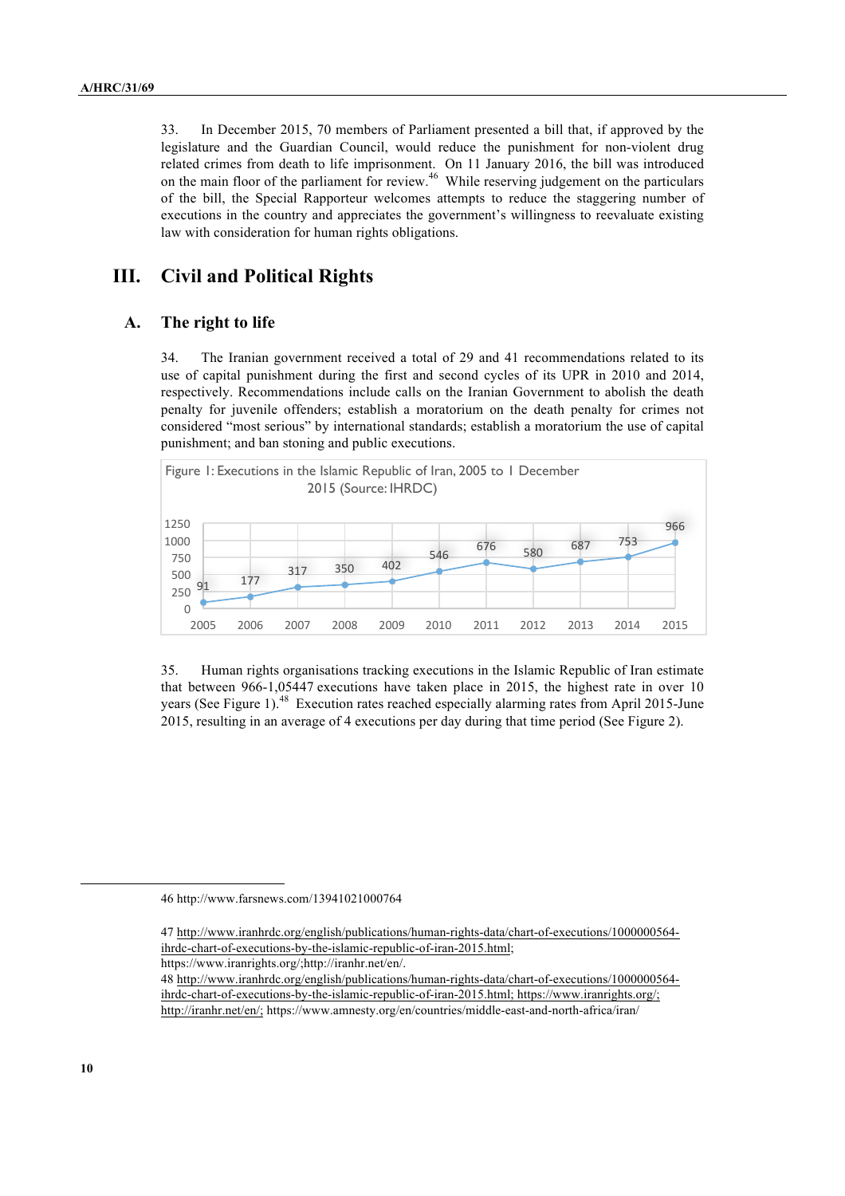33. In December 2015, 70 members of Parliament presented a bill that, if approved by the legislature and the Guardian Council, would reduce the punishment for non-violent drug related crimes from death to life imprisonment. On 11 January 2016, the bill was introduced on the main floor of the parliament for review.[46] While reserving judgement on the particulars of the bill, the Special Rapporteur welcomes attempts to reduce the staggering number of executions in the country and appreciates the government's willingness to reevaluate existing law with consideration for human rights obligations.

# III. Civil and Political Rights

## A. The right to life

34. The Iranian government received a total of 29 and 41 recommendations related to its use of capital punishment during the first and second cycles of its UPR in 2010 and 2014, respectively. Recommendations include calls on the Iranian Government to abolish the death penalty for juvenile offenders; establish a moratorium on the death penalty for crimes not considered "most serious" by international standards; establish a moratorium the use of capital punishment; and ban stoning and public executions.

Figure 1: Executions in the Islamic Republic of Iran, 2005 to 1 December 2015 (Source: IHRDC)

| Year | 2005 | 2006 | 2007 | 2008 | 2009 | 2010 | 2011 | 2012 | 2013 | 2014 | 2015 |
|---|---|---|---|---|---|---|---|---|---|---|---|
| Executions | 91 | 177 | 317 | 350 | 402 | 546 | 676 | 580 | 687 | 753 | 966 |

35. Human rights organisations tracking executions in the Islamic Republic of Iran estimate that between 966-1,054[47] executions have taken place in 2015, the highest rate in over 10 years (See Figure 1).[48] Execution rates reached especially alarming rates from April 2015-June 2015, resulting in an average of 4 executions per day during that time period (See Figure 2).

---

46 http://www.farsnews.com/13941021000764

47 http://www.iranhrdc.org/english/publications/human-rights-data/chart-of-executions/1000000564-ihrdc-chart-of-executions-by-the-islamic-republic-of-iran-2015.html; https://www.iranrights.org/;http://iranhr.net/en/.

48 http://www.iranhrdc.org/english/publications/human-rights-data/chart-of-executions/1000000564-ihrdc-chart-of-executions-by-the-islamic-republic-of-iran-2015.html; https://www.iranrights.org/; http://iranhr.net/en/; https://www.amnesty.org/en/countries/middle-east-and-north-africa/iran/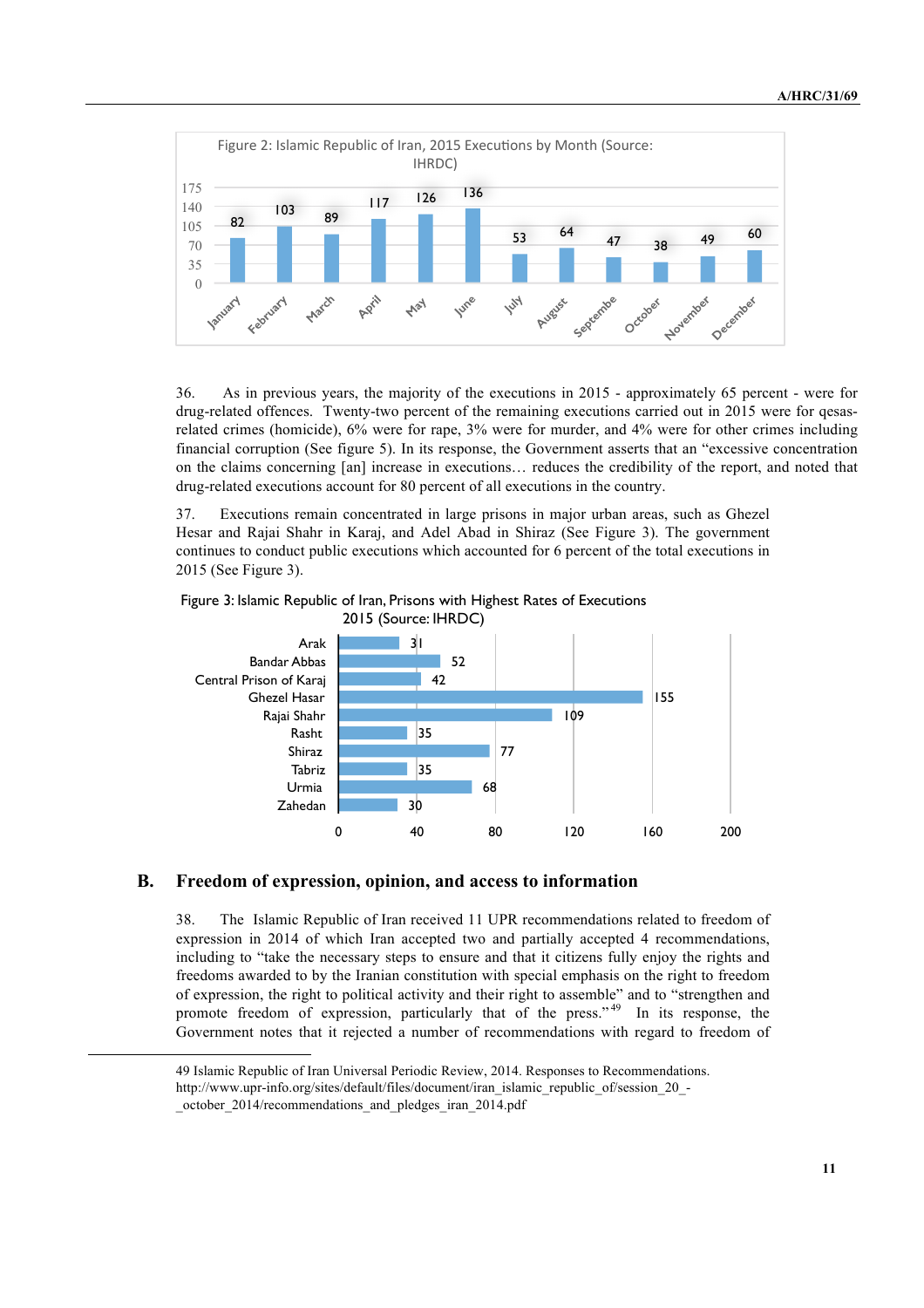Figure 2: Islamic Republic of Iran, 2015 Executions by Month (Source: IHRDC)

| Month | Executions |
|---|---|
| January | 82 |
| February | 103 |
| March | 89 |
| April | 117 |
| May | 126 |
| June | 136 |
| July | 53 |
| August | 64 |
| Septembe | 47 |
| October | 38 |
| November | 49 |
| December | 60 |

36. As in previous years, the majority of the executions in 2015 - approximately 65 percent - were for drug-related offences. Twenty-two percent of the remaining executions carried out in 2015 were for qesas-related crimes (homicide), 6% were for rape, 3% were for murder, and 4% were for other crimes including financial corruption (See figure 5). In its response, the Government asserts that an "excessive concentration on the claims concerning [an] increase in executions… reduces the credibility of the report, and noted that drug-related executions account for 80 percent of all executions in the country.

37. Executions remain concentrated in large prisons in major urban areas, such as Ghezel Hesar and Rajai Shahr in Karaj, and Adel Abad in Shiraz (See Figure 3). The government continues to conduct public executions which accounted for 6 percent of the total executions in 2015 (See Figure 3).

Figure 3: Islamic Republic of Iran, Prisons with Highest Rates of Executions 2015 (Source: IHRDC)

| Prison | Executions |
|---|---|
| Arak | 31 |
| Bandar Abbas | 52 |
| Central Prison of Karaj | 42 |
| Ghezel Hasar | 155 |
| Rajai Shahr | 109 |
| Rasht | 35 |
| Shiraz | 77 |
| Tabriz | 35 |
| Urmia | 68 |
| Zahedan | 30 |

## B. Freedom of expression, opinion, and access to information

38. The Islamic Republic of Iran received 11 UPR recommendations related to freedom of expression in 2014 of which Iran accepted two and partially accepted 4 recommendations, including to "take the necessary steps to ensure and that it citizens fully enjoy the rights and freedoms awarded to by the Iranian constitution with special emphasis on the right to freedom of expression, the right to political activity and their right to assemble" and to "strengthen and promote freedom of expression, particularly that of the press."[49] In its response, the Government notes that it rejected a number of recommendations with regard to freedom of

49 Islamic Republic of Iran Universal Periodic Review, 2014. Responses to Recommendations. http://www.upr-info.org/sites/default/files/document/iran_islamic_republic_of/session_20_-_october_2014/recommendations_and_pledges_iran_2014.pdf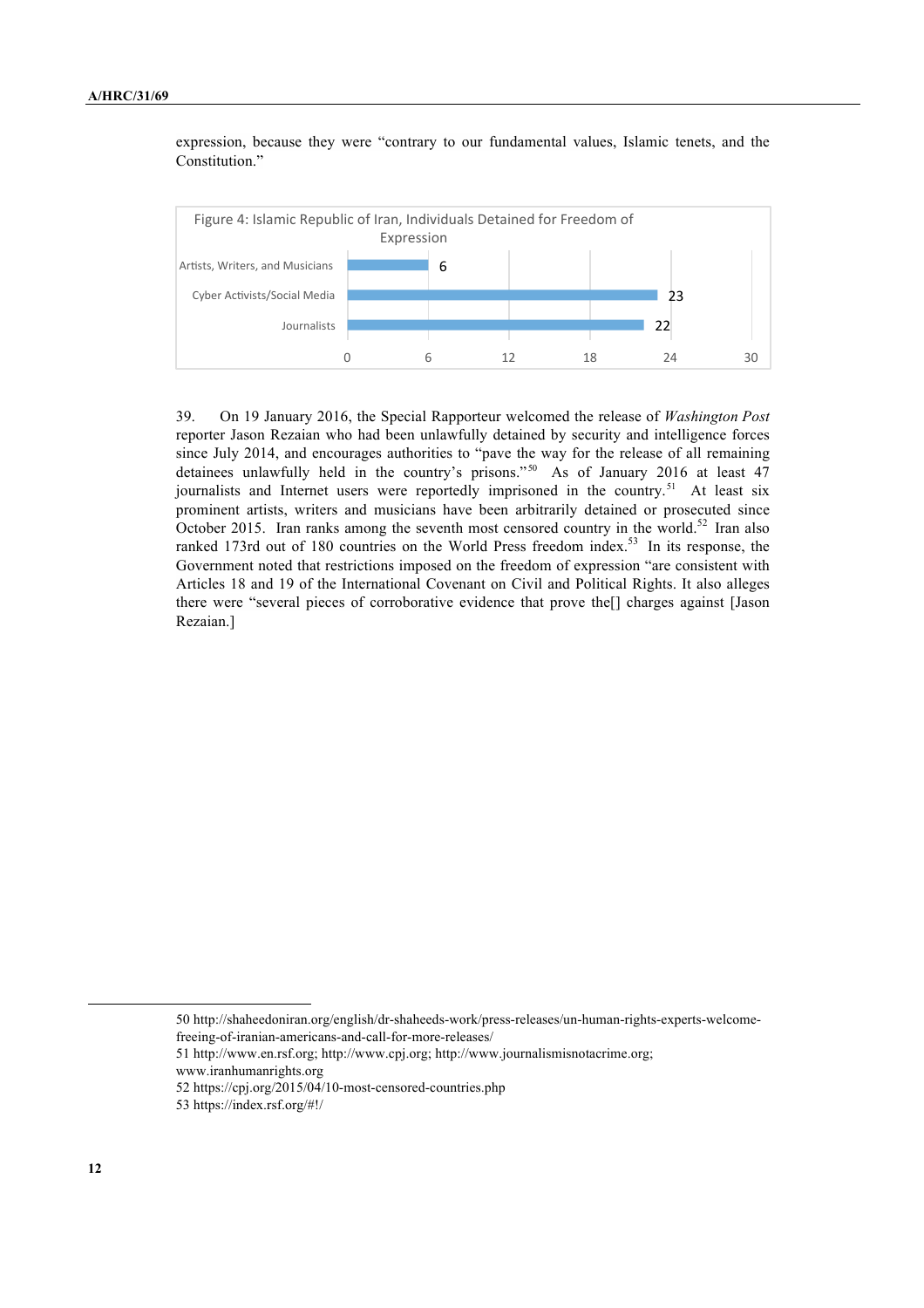expression, because they were "contrary to our fundamental values, Islamic tenets, and the Constitution."

Figure 4: Islamic Republic of Iran, Individuals Detained for Freedom of Expression

| Category | Number |
| --- | --- |
| Artists, Writers, and Musicians | 6 |
| Cyber Activists/Social Media | 23 |
| Journalists | 22 |

39. On 19 January 2016, the Special Rapporteur welcomed the release of *Washington Post* reporter Jason Rezaian who had been unlawfully detained by security and intelligence forces since July 2014, and encourages authorities to "pave the way for the release of all remaining detainees unlawfully held in the country's prisons."[50] As of January 2016 at least 47 journalists and Internet users were reportedly imprisoned in the country.[51] At least six prominent artists, writers and musicians have been arbitrarily detained or prosecuted since October 2015. Iran ranks among the seventh most censored country in the world.[52] Iran also ranked 173rd out of 180 countries on the World Press freedom index.[53] In its response, the Government noted that restrictions imposed on the freedom of expression "are consistent with Articles 18 and 19 of the International Covenant on Civil and Political Rights. It also alleges there were "several pieces of corroborative evidence that prove the[] charges against [Jason Rezaian.]

---

50 http://shaheedoniran.org/english/dr-shaheeds-work/press-releases/un-human-rights-experts-welcome-freeing-of-iranian-americans-and-call-for-more-releases/

51 http://www.en.rsf.org; http://www.cpj.org; http://www.journalismisnotacrime.org; www.iranhumanrights.org

52 https://cpj.org/2015/04/10-most-censored-countries.php

53 https://index.rsf.org/#!/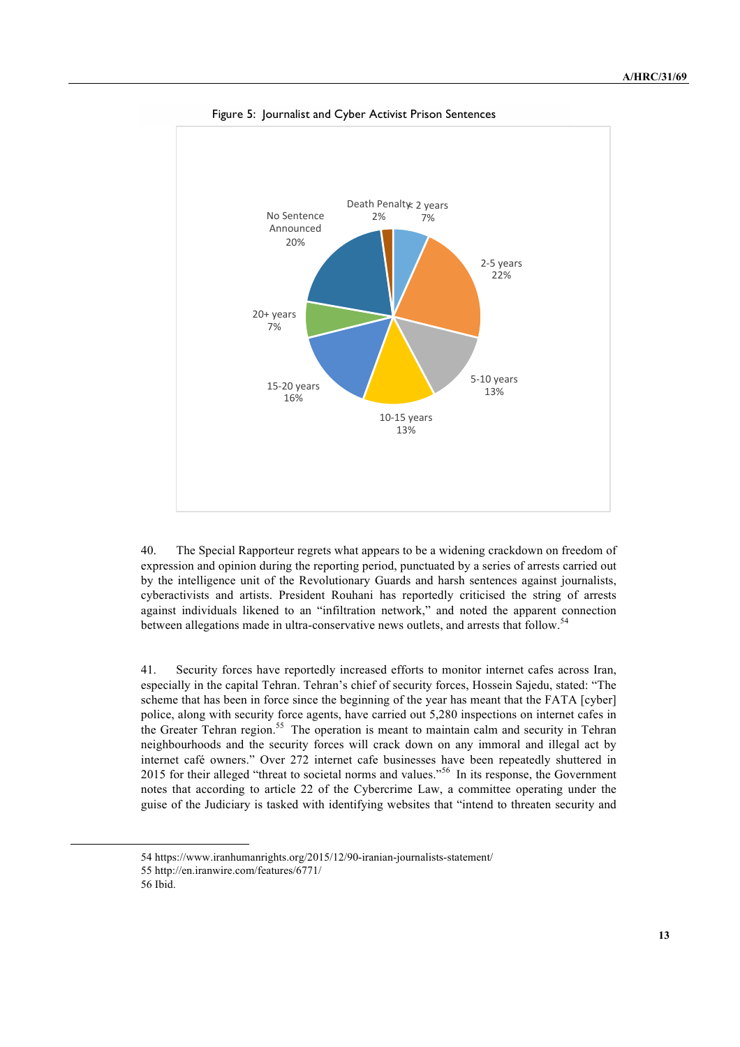Figure 5: Journalist and Cyber Activist Prison Sentences

| Category | Percentage |
| --- | --- |
| < 2 years | 7% |
| 2-5 years | 22% |
| 5-10 years | 13% |
| 10-15 years | 13% |
| 15-20 years | 16% |
| 20+ years | 7% |
| No Sentence Announced | 20% |
| Death Penalty | 2% |

40. The Special Rapporteur regrets what appears to be a widening crackdown on freedom of expression and opinion during the reporting period, punctuated by a series of arrests carried out by the intelligence unit of the Revolutionary Guards and harsh sentences against journalists, cyberactivists and artists. President Rouhani has reportedly criticised the string of arrests against individuals likened to an "infiltration network," and noted the apparent connection between allegations made in ultra-conservative news outlets, and arrests that follow.[54]

41. Security forces have reportedly increased efforts to monitor internet cafes across Iran, especially in the capital Tehran. Tehran's chief of security forces, Hossein Sajedu, stated: "The scheme that has been in force since the beginning of the year has meant that the FATA [cyber] police, along with security force agents, have carried out 5,280 inspections on internet cafes in the Greater Tehran region.[55] The operation is meant to maintain calm and security in Tehran neighbourhoods and the security forces will crack down on any immoral and illegal act by internet café owners." Over 272 internet cafe businesses have been repeatedly shuttered in 2015 for their alleged "threat to societal norms and values."[56] In its response, the Government notes that according to article 22 of the Cybercrime Law, a committee operating under the guise of the Judiciary is tasked with identifying websites that "intend to threaten security and

---

54 https://www.iranhumanrights.org/2015/12/90-iranian-journalists-statement/

55 http://en.iranwire.com/features/6771/

56 Ibid.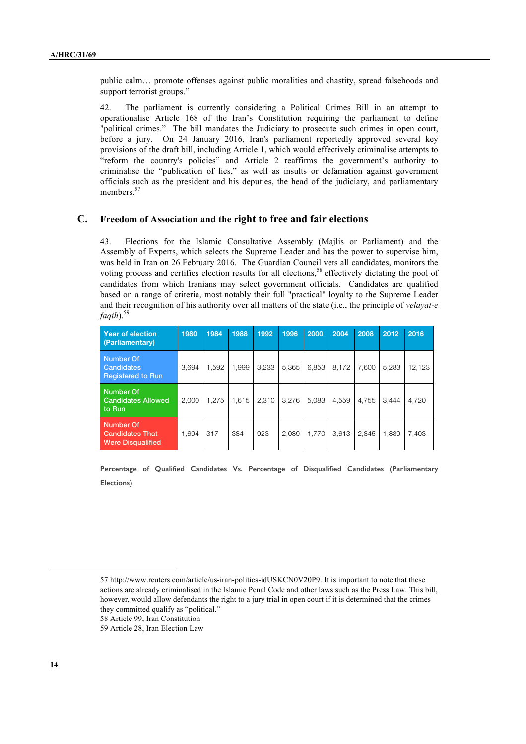public calm… promote offenses against public moralities and chastity, spread falsehoods and support terrorist groups."

42. The parliament is currently considering a Political Crimes Bill in an attempt to operationalise Article 168 of the Iran's Constitution requiring the parliament to define "political crimes." The bill mandates the Judiciary to prosecute such crimes in open court, before a jury. On 24 January 2016, Iran's parliament reportedly approved several key provisions of the draft bill, including Article 1, which would effectively criminalise attempts to "reform the country's policies" and Article 2 reaffirms the government's authority to criminalise the "publication of lies," as well as insults or defamation against government officials such as the president and his deputies, the head of the judiciary, and parliamentary members.[57]

## C. Freedom of Association and the right to free and fair elections

43. Elections for the Islamic Consultative Assembly (Majlis or Parliament) and the Assembly of Experts, which selects the Supreme Leader and has the power to supervise him, was held in Iran on 26 February 2016. The Guardian Council vets all candidates, monitors the voting process and certifies election results for all elections,[58] effectively dictating the pool of candidates from which Iranians may select government officials. Candidates are qualified based on a range of criteria, most notably their full "practical" loyalty to the Supreme Leader and their recognition of his authority over all matters of the state (i.e., the principle of *velayat-e faqih*).[59]

| Year of election (Parliamentary) | 1980 | 1984 | 1988 | 1992 | 1996 | 2000 | 2004 | 2008 | 2012 | 2016 |
|---|---|---|---|---|---|---|---|---|---|---|
| Number Of Candidates Registered to Run | 3,694 | 1,592 | 1,999 | 3,233 | 5,365 | 6,853 | 8,172 | 7,600 | 5,283 | 12,123 |
| Number Of Candidates Allowed to Run | 2,000 | 1,275 | 1,615 | 2,310 | 3,276 | 5,083 | 4,559 | 4,755 | 3,444 | 4,720 |
| Number Of Candidates That Were Disqualified | 1,694 | 317 | 384 | 923 | 2,089 | 1,770 | 3,613 | 2,845 | 1,839 | 7,403 |

**Percentage of Qualified Candidates Vs. Percentage of Disqualified Candidates (Parliamentary Elections)**

---

57 http://www.reuters.com/article/us-iran-politics-idUSKCN0V20P9. It is important to note that these actions are already criminalised in the Islamic Penal Code and other laws such as the Press Law. This bill, however, would allow defendants the right to a jury trial in open court if it is determined that the crimes they committed qualify as "political."

58 Article 99, Iran Constitution

59 Article 28, Iran Election Law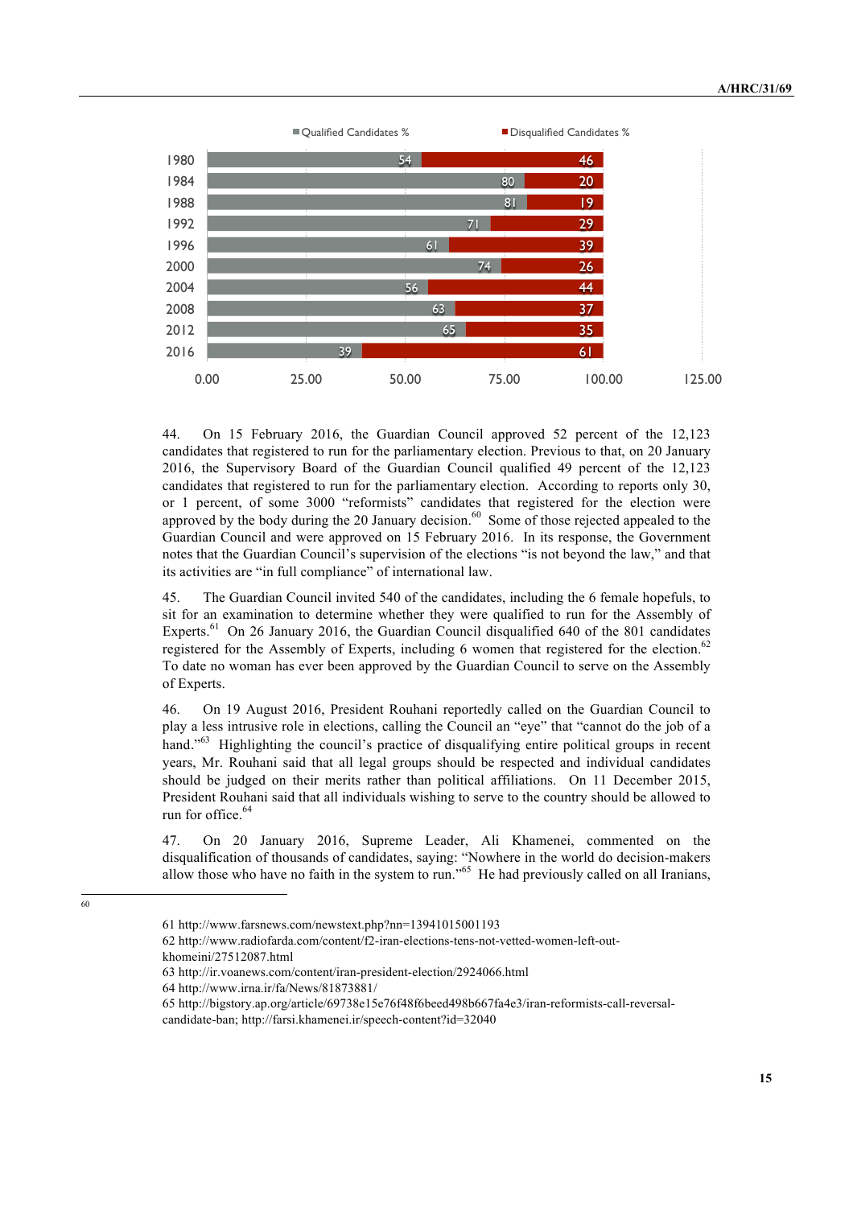| Year | Qualified Candidates % | Disqualified Candidates % |
|---|---|---|
| 1980 | 54 | 46 |
| 1984 | 80 | 20 |
| 1988 | 81 | 19 |
| 1992 | 71 | 29 |
| 1996 | 61 | 39 |
| 2000 | 74 | 26 |
| 2004 | 56 | 44 |
| 2008 | 63 | 37 |
| 2012 | 65 | 35 |
| 2016 | 39 | 61 |

44. On 15 February 2016, the Guardian Council approved 52 percent of the 12,123 candidates that registered to run for the parliamentary election. Previous to that, on 20 January 2016, the Supervisory Board of the Guardian Council qualified 49 percent of the 12,123 candidates that registered to run for the parliamentary election. According to reports only 30, or 1 percent, of some 3000 "reformists" candidates that registered for the election were approved by the body during the 20 January decision.[60] Some of those rejected appealed to the Guardian Council and were approved on 15 February 2016. In its response, the Government notes that the Guardian Council's supervision of the elections "is not beyond the law," and that its activities are "in full compliance" of international law.

45. The Guardian Council invited 540 of the candidates, including the 6 female hopefuls, to sit for an examination to determine whether they were qualified to run for the Assembly of Experts.[61] On 26 January 2016, the Guardian Council disqualified 640 of the 801 candidates registered for the Assembly of Experts, including 6 women that registered for the election.[62] To date no woman has ever been approved by the Guardian Council to serve on the Assembly of Experts.

46. On 19 August 2016, President Rouhani reportedly called on the Guardian Council to play a less intrusive role in elections, calling the Council an "eye" that "cannot do the job of a hand."[63] Highlighting the council's practice of disqualifying entire political groups in recent years, Mr. Rouhani said that all legal groups should be respected and individual candidates should be judged on their merits rather than political affiliations. On 11 December 2015, President Rouhani said that all individuals wishing to serve to the country should be allowed to run for office.[64]

47. On 20 January 2016, Supreme Leader, Ali Khamenei, commented on the disqualification of thousands of candidates, saying: "Nowhere in the world do decision-makers allow those who have no faith in the system to run."[65] He had previously called on all Iranians,

---

60

61 http://www.farsnews.com/newstext.php?nn=13941015001193

62 http://www.radiofarda.com/content/f2-iran-elections-tens-not-vetted-women-left-out-khomeini/27512087.html

63 http://ir.voanews.com/content/iran-president-election/2924066.html

64 http://www.irna.ir/fa/News/81873881/

65 http://bigstory.ap.org/article/69738e15e76f48f6beed498b667fa4e3/iran-reformists-call-reversal-candidate-ban; http://farsi.khamenei.ir/speech-content?id=32040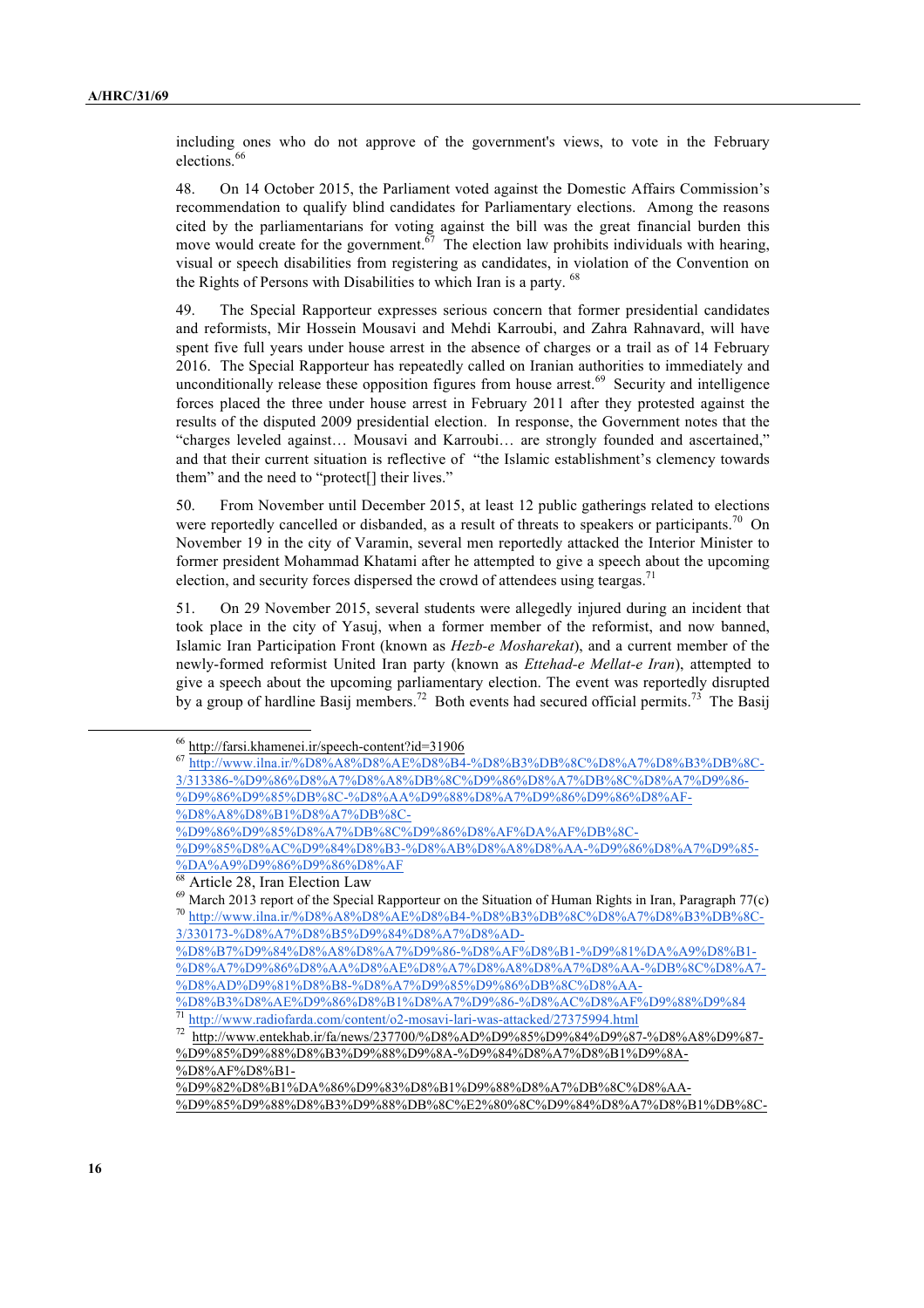including ones who do not approve of the government's views, to vote in the February elections.[66]

48. On 14 October 2015, the Parliament voted against the Domestic Affairs Commission's recommendation to qualify blind candidates for Parliamentary elections. Among the reasons cited by the parliamentarians for voting against the bill was the great financial burden this move would create for the government.[67] The election law prohibits individuals with hearing, visual or speech disabilities from registering as candidates, in violation of the Convention on the Rights of Persons with Disabilities to which Iran is a party.[68]

49. The Special Rapporteur expresses serious concern that former presidential candidates and reformists, Mir Hossein Mousavi and Mehdi Karroubi, and Zahra Rahnavard, will have spent five full years under house arrest in the absence of charges or a trail as of 14 February 2016. The Special Rapporteur has repeatedly called on Iranian authorities to immediately and unconditionally release these opposition figures from house arrest.[69] Security and intelligence forces placed the three under house arrest in February 2011 after they protested against the results of the disputed 2009 presidential election. In response, the Government notes that the "charges leveled against… Mousavi and Karroubi… are strongly founded and ascertained," and that their current situation is reflective of "the Islamic establishment's clemency towards them" and the need to "protect[] their lives."

50. From November until December 2015, at least 12 public gatherings related to elections were reportedly cancelled or disbanded, as a result of threats to speakers or participants.[70] On November 19 in the city of Varamin, several men reportedly attacked the Interior Minister to former president Mohammad Khatami after he attempted to give a speech about the upcoming election, and security forces dispersed the crowd of attendees using teargas.[71]

51. On 29 November 2015, several students were allegedly injured during an incident that took place in the city of Yasuj, when a former member of the reformist, and now banned, Islamic Iran Participation Front (known as *Hezb-e Mosharekat*), and a current member of the newly-formed reformist United Iran party (known as *Ettehad-e Mellat-e Iran*), attempted to give a speech about the upcoming parliamentary election. The event was reportedly disrupted by a group of hardline Basij members.[72] Both events had secured official permits.[73] The Basij

---

[66] http://farsi.khamenei.ir/speech-content?id=31906

[67] http://www.ilna.ir/%D8%A8%D8%AE%D8%B4-%D8%B3%DB%8C%D8%A7%D8%B3%DB%8C-3/313386-%D9%86%D8%A7%D8%A8%DB%8C%D9%86%D8%A7%DB%8C%D8%A7%D9%86-%D9%86%D9%85%DB%8C-%D8%AA%D9%88%D8%A7%D9%86%D9%86%D8%AF-%D8%A8%D8%B1%D8%A7%DB%8C-%D9%86%D9%85%D8%A7%DB%8C%D9%86%D8%AF%DA%AF%DB%8C-%D9%85%D8%AC%D9%84%D8%B3-%D8%AB%D8%A8%D8%AA-%D9%86%D8%A7%D9%85-%DA%A9%D9%86%D9%86%D8%AF

[68] Article 28, Iran Election Law

[69] March 2013 report of the Special Rapporteur on the Situation of Human Rights in Iran, Paragraph 77(c)

[70] http://www.ilna.ir/%D8%A8%D8%AE%D8%B4-%D8%B3%DB%8C%D8%A7%D8%B3%DB%8C-3/330173-%D8%A7%D8%B5%D9%84%D8%A7%D8%AD-%D8%B7%D9%84%D8%A8%D8%A7%D9%86-%D8%AF%D8%B1-%D9%81%DA%A9%D8%B1-%D8%A7%D9%86%D8%AA%D8%AE%D8%A7%D8%A8%D8%A7%D8%AA-%DB%8C%D8%A7-%D8%AD%D9%81%D8%B8-%D8%A7%D9%85%D9%86%DB%8C%D8%AA-%D8%B3%D8%AE%D9%86%D8%B1%D8%A7%D9%86-%D8%AC%D8%AF%D9%88%D9%84

[71] http://www.radiofarda.com/content/o2-mosavi-lari-was-attacked/27375994.html

[72] http://www.entekhab.ir/fa/news/237700/%D8%AD%D9%85%D9%84%D9%87-%D8%A8%D9%87-%D9%85%D9%88%D8%B3%D9%88%DB%8C-%D9%84%D8%A7%D8%B1%DB%8C-%D8%AF%D8%B1-%D9%82%D8%B1%DA%86%D9%83%D8%B1%D9%88%D8%A7%DB%8C%D8%AA-%D9%85%D9%88%D8%B3%D9%88%DB%8C%E2%80%8C%D9%84%D8%A7%D8%B1%DB%8C-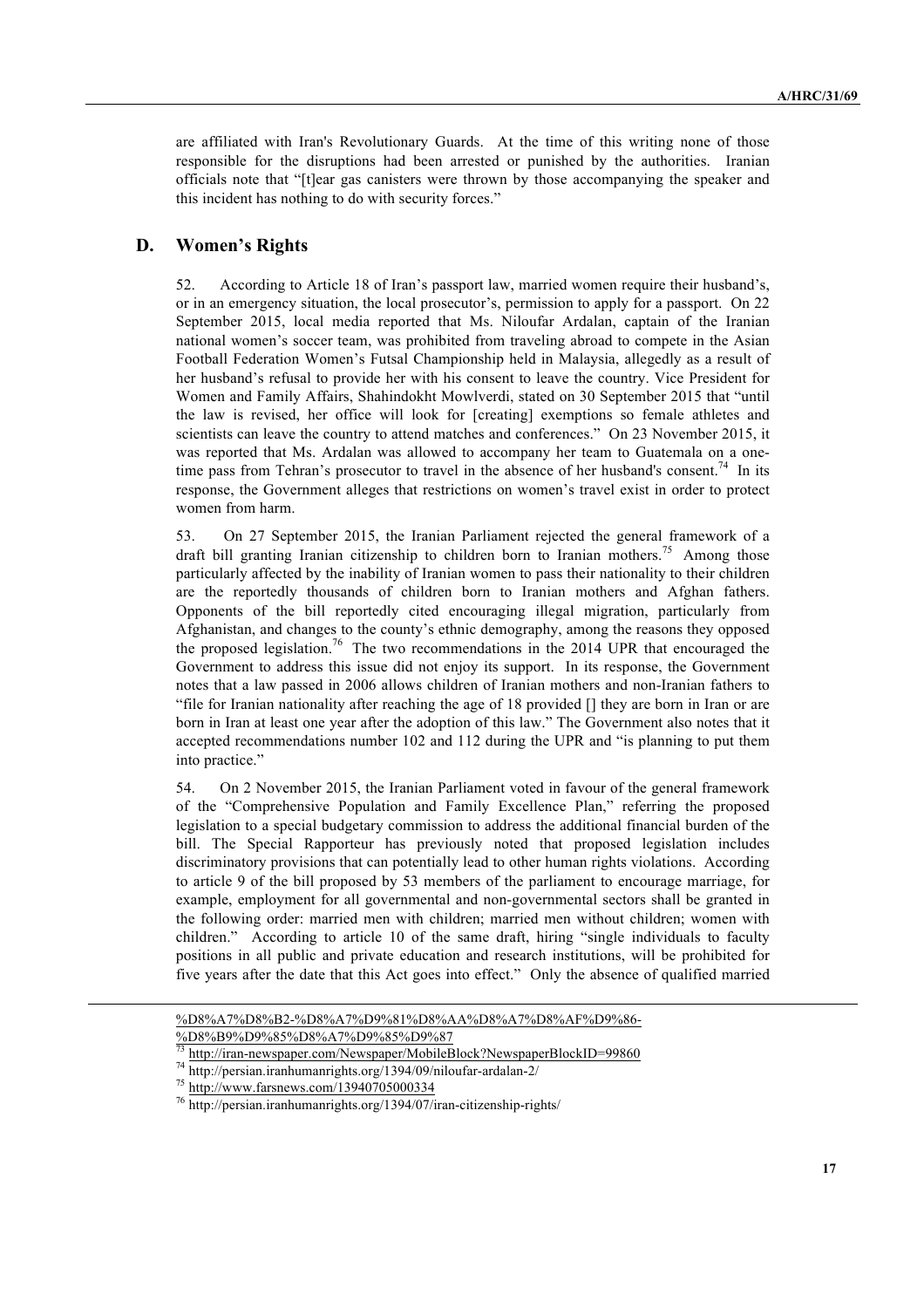are affiliated with Iran's Revolutionary Guards. At the time of this writing none of those responsible for the disruptions had been arrested or punished by the authorities. Iranian officials note that "[t]ear gas canisters were thrown by those accompanying the speaker and this incident has nothing to do with security forces."

## D. Women's Rights

52. According to Article 18 of Iran's passport law, married women require their husband's, or in an emergency situation, the local prosecutor's, permission to apply for a passport. On 22 September 2015, local media reported that Ms. Niloufar Ardalan, captain of the Iranian national women's soccer team, was prohibited from traveling abroad to compete in the Asian Football Federation Women's Futsal Championship held in Malaysia, allegedly as a result of her husband's refusal to provide her with his consent to leave the country. Vice President for Women and Family Affairs, Shahindokht Mowlverdi, stated on 30 September 2015 that "until the law is revised, her office will look for [creating] exemptions so female athletes and scientists can leave the country to attend matches and conferences." On 23 November 2015, it was reported that Ms. Ardalan was allowed to accompany her team to Guatemala on a one-time pass from Tehran's prosecutor to travel in the absence of her husband's consent.[74] In its response, the Government alleges that restrictions on women's travel exist in order to protect women from harm.

53. On 27 September 2015, the Iranian Parliament rejected the general framework of a draft bill granting Iranian citizenship to children born to Iranian mothers.[75] Among those particularly affected by the inability of Iranian women to pass their nationality to their children are the reportedly thousands of children born to Iranian mothers and Afghan fathers. Opponents of the bill reportedly cited encouraging illegal migration, particularly from Afghanistan, and changes to the county's ethnic demography, among the reasons they opposed the proposed legislation.[76] The two recommendations in the 2014 UPR that encouraged the Government to address this issue did not enjoy its support. In its response, the Government notes that a law passed in 2006 allows children of Iranian mothers and non-Iranian fathers to "file for Iranian nationality after reaching the age of 18 provided [] they are born in Iran or are born in Iran at least one year after the adoption of this law." The Government also notes that it accepted recommendations number 102 and 112 during the UPR and "is planning to put them into practice."

54. On 2 November 2015, the Iranian Parliament voted in favour of the general framework of the "Comprehensive Population and Family Excellence Plan," referring the proposed legislation to a special budgetary commission to address the additional financial burden of the bill. The Special Rapporteur has previously noted that proposed legislation includes discriminatory provisions that can potentially lead to other human rights violations. According to article 9 of the bill proposed by 53 members of the parliament to encourage marriage, for example, employment for all governmental and non-governmental sectors shall be granted in the following order: married men with children; married men without children; women with children." According to article 10 of the same draft, hiring "single individuals to faculty positions in all public and private education and research institutions, will be prohibited for five years after the date that this Act goes into effect." Only the absence of qualified married

---

%D8%A7%D8%B2-%D8%A7%D9%81%D8%AA%D8%A7%D8%AF%D9%86-%D8%B9%D9%85%D8%A7%D9%85%D9%87

[73] http://iran-newspaper.com/Newspaper/MobileBlock?NewspaperBlockID=99860

[74] http://persian.iranhumanrights.org/1394/09/niloufar-ardalan-2/

[75] http://www.farsnews.com/13940705000334

[76] http://persian.iranhumanrights.org/1394/07/iran-citizenship-rights/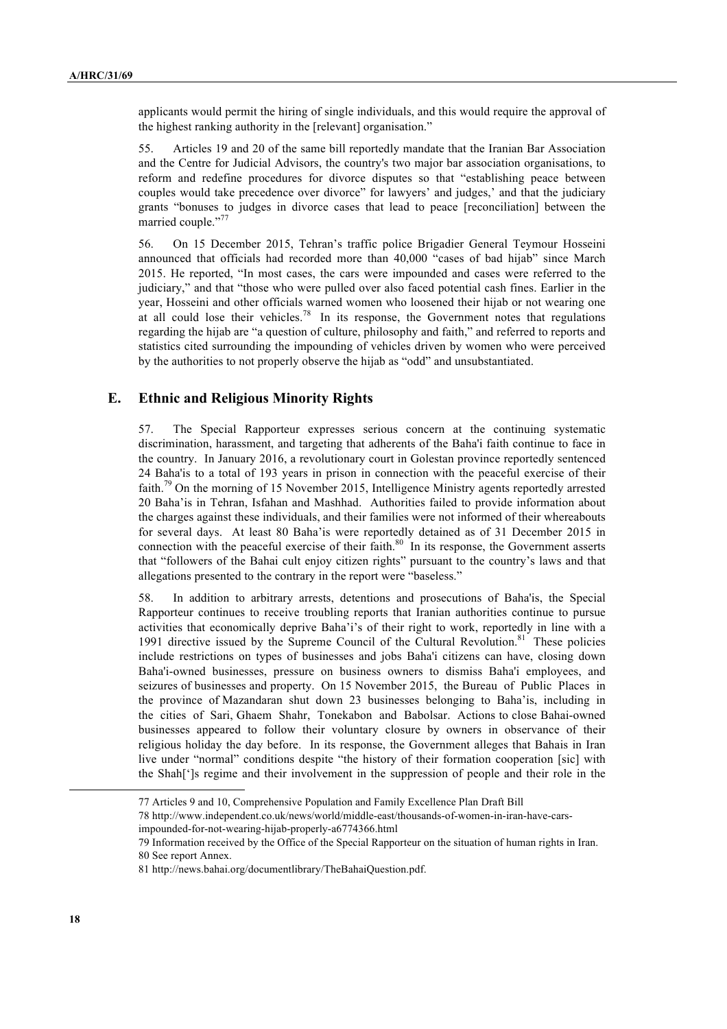applicants would permit the hiring of single individuals, and this would require the approval of the highest ranking authority in the [relevant] organisation."

55. Articles 19 and 20 of the same bill reportedly mandate that the Iranian Bar Association and the Centre for Judicial Advisors, the country's two major bar association organisations, to reform and redefine procedures for divorce disputes so that "establishing peace between couples would take precedence over divorce" for lawyers' and judges,' and that the judiciary grants "bonuses to judges in divorce cases that lead to peace [reconciliation] between the married couple."[77]

56. On 15 December 2015, Tehran's traffic police Brigadier General Teymour Hosseini announced that officials had recorded more than 40,000 "cases of bad hijab" since March 2015. He reported, "In most cases, the cars were impounded and cases were referred to the judiciary," and that "those who were pulled over also faced potential cash fines. Earlier in the year, Hosseini and other officials warned women who loosened their hijab or not wearing one at all could lose their vehicles.[78] In its response, the Government notes that regulations regarding the hijab are "a question of culture, philosophy and faith," and referred to reports and statistics cited surrounding the impounding of vehicles driven by women who were perceived by the authorities to not properly observe the hijab as "odd" and unsubstantiated.

## E. Ethnic and Religious Minority Rights

57. The Special Rapporteur expresses serious concern at the continuing systematic discrimination, harassment, and targeting that adherents of the Baha'i faith continue to face in the country. In January 2016, a revolutionary court in Golestan province reportedly sentenced 24 Baha'is to a total of 193 years in prison in connection with the peaceful exercise of their faith.[79] On the morning of 15 November 2015, Intelligence Ministry agents reportedly arrested 20 Baha'is in Tehran, Isfahan and Mashhad. Authorities failed to provide information about the charges against these individuals, and their families were not informed of their whereabouts for several days. At least 80 Baha'is were reportedly detained as of 31 December 2015 in connection with the peaceful exercise of their faith.[80] In its response, the Government asserts that "followers of the Bahai cult enjoy citizen rights" pursuant to the country's laws and that allegations presented to the contrary in the report were "baseless."

58. In addition to arbitrary arrests, detentions and prosecutions of Baha'is, the Special Rapporteur continues to receive troubling reports that Iranian authorities continue to pursue activities that economically deprive Baha'i's of their right to work, reportedly in line with a 1991 directive issued by the Supreme Council of the Cultural Revolution.[81] These policies include restrictions on types of businesses and jobs Baha'i citizens can have, closing down Baha'i-owned businesses, pressure on business owners to dismiss Baha'i employees, and seizures of businesses and property. On 15 November 2015, the Bureau of Public Places in the province of Mazandaran shut down 23 businesses belonging to Baha'is, including in the cities of Sari, Ghaem Shahr, Tonekabon and Babolsar. Actions to close Bahai-owned businesses appeared to follow their voluntary closure by owners in observance of their religious holiday the day before. In its response, the Government alleges that Bahais in Iran live under "normal" conditions despite "the history of their formation cooperation [sic] with the Shah[']s regime and their involvement in the suppression of people and their role in the

---

77 Articles 9 and 10, Comprehensive Population and Family Excellence Plan Draft Bill

78 http://www.independent.co.uk/news/world/middle-east/thousands-of-women-in-iran-have-cars-impounded-for-not-wearing-hijab-properly-a6774366.html

79 Information received by the Office of the Special Rapporteur on the situation of human rights in Iran.

80 See report Annex.

81 http://news.bahai.org/documentlibrary/TheBahaiQuestion.pdf.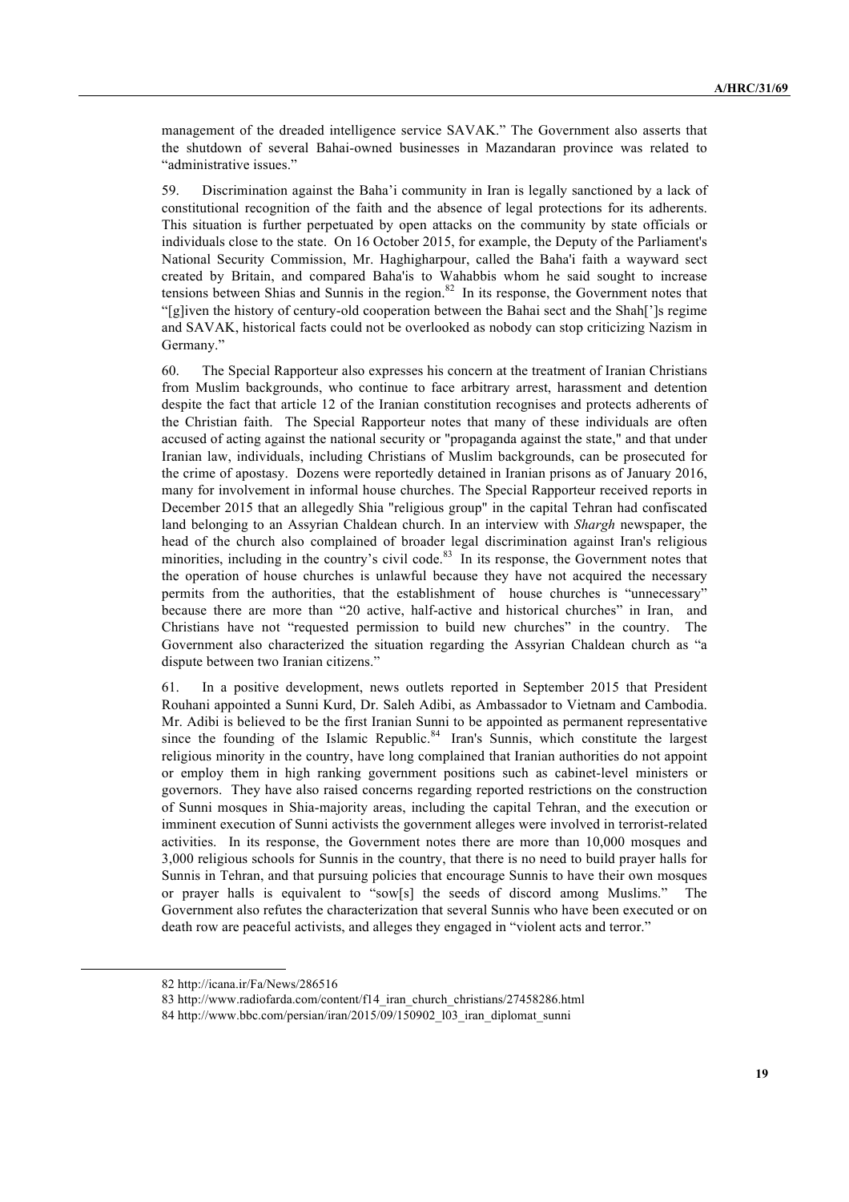management of the dreaded intelligence service SAVAK." The Government also asserts that the shutdown of several Bahai-owned businesses in Mazandaran province was related to "administrative issues."

59. Discrimination against the Baha'i community in Iran is legally sanctioned by a lack of constitutional recognition of the faith and the absence of legal protections for its adherents. This situation is further perpetuated by open attacks on the community by state officials or individuals close to the state. On 16 October 2015, for example, the Deputy of the Parliament's National Security Commission, Mr. Haghigharpour, called the Baha'i faith a wayward sect created by Britain, and compared Baha'is to Wahabbis whom he said sought to increase tensions between Shias and Sunnis in the region.[82] In its response, the Government notes that "[g]iven the history of century-old cooperation between the Bahai sect and the Shah[']s regime and SAVAK, historical facts could not be overlooked as nobody can stop criticizing Nazism in Germany."

60. The Special Rapporteur also expresses his concern at the treatment of Iranian Christians from Muslim backgrounds, who continue to face arbitrary arrest, harassment and detention despite the fact that article 12 of the Iranian constitution recognises and protects adherents of the Christian faith. The Special Rapporteur notes that many of these individuals are often accused of acting against the national security or "propaganda against the state," and that under Iranian law, individuals, including Christians of Muslim backgrounds, can be prosecuted for the crime of apostasy. Dozens were reportedly detained in Iranian prisons as of January 2016, many for involvement in informal house churches. The Special Rapporteur received reports in December 2015 that an allegedly Shia "religious group" in the capital Tehran had confiscated land belonging to an Assyrian Chaldean church. In an interview with *Shargh* newspaper, the head of the church also complained of broader legal discrimination against Iran's religious minorities, including in the country's civil code.[83] In its response, the Government notes that the operation of house churches is unlawful because they have not acquired the necessary permits from the authorities, that the establishment of house churches is "unnecessary" because there are more than "20 active, half-active and historical churches" in Iran, and Christians have not "requested permission to build new churches" in the country. The Government also characterized the situation regarding the Assyrian Chaldean church as "a dispute between two Iranian citizens."

61. In a positive development, news outlets reported in September 2015 that President Rouhani appointed a Sunni Kurd, Dr. Saleh Adibi, as Ambassador to Vietnam and Cambodia. Mr. Adibi is believed to be the first Iranian Sunni to be appointed as permanent representative since the founding of the Islamic Republic.[84] Iran's Sunnis, which constitute the largest religious minority in the country, have long complained that Iranian authorities do not appoint or employ them in high ranking government positions such as cabinet-level ministers or governors. They have also raised concerns regarding reported restrictions on the construction of Sunni mosques in Shia-majority areas, including the capital Tehran, and the execution or imminent execution of Sunni activists the government alleges were involved in terrorist-related activities. In its response, the Government notes there are more than 10,000 mosques and 3,000 religious schools for Sunnis in the country, that there is no need to build prayer halls for Sunnis in Tehran, and that pursuing policies that encourage Sunnis to have their own mosques or prayer halls is equivalent to "sow[s] the seeds of discord among Muslims." The Government also refutes the characterization that several Sunnis who have been executed or on death row are peaceful activists, and alleges they engaged in "violent acts and terror."

---

82 http://icana.ir/Fa/News/286516

83 http://www.radiofarda.com/content/f14_iran_church_christians/27458286.html

84 http://www.bbc.com/persian/iran/2015/09/150902_l03_iran_diplomat_sunni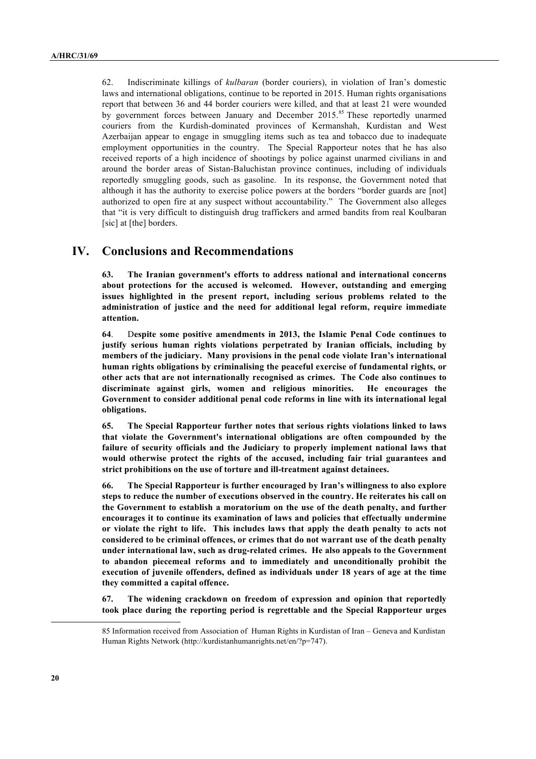62. Indiscriminate killings of *kulbaran* (border couriers), in violation of Iran's domestic laws and international obligations, continue to be reported in 2015. Human rights organisations report that between 36 and 44 border couriers were killed, and that at least 21 were wounded by government forces between January and December 2015.[85] These reportedly unarmed couriers from the Kurdish-dominated provinces of Kermanshah, Kurdistan and West Azerbaijan appear to engage in smuggling items such as tea and tobacco due to inadequate employment opportunities in the country. The Special Rapporteur notes that he has also received reports of a high incidence of shootings by police against unarmed civilians in and around the border areas of Sistan-Baluchistan province continues, including of individuals reportedly smuggling goods, such as gasoline. In its response, the Government noted that although it has the authority to exercise police powers at the borders "border guards are [not] authorized to open fire at any suspect without accountability." The Government also alleges that "it is very difficult to distinguish drug traffickers and armed bandits from real Koulbaran [sic] at [the] borders.

## IV. Conclusions and Recommendations

**63. The Iranian government's efforts to address national and international concerns about protections for the accused is welcomed. However, outstanding and emerging issues highlighted in the present report, including serious problems related to the administration of justice and the need for additional legal reform, require immediate attention.**

**64**. D**espite some positive amendments in 2013, the Islamic Penal Code continues to justify serious human rights violations perpetrated by Iranian officials, including by members of the judiciary. Many provisions in the penal code violate Iran's international human rights obligations by criminalising the peaceful exercise of fundamental rights, or other acts that are not internationally recognised as crimes. The Code also continues to discriminate against girls, women and religious minorities. He encourages the Government to consider additional penal code reforms in line with its international legal obligations.**

**65. The Special Rapporteur further notes that serious rights violations linked to laws that violate the Government's international obligations are often compounded by the failure of security officials and the Judiciary to properly implement national laws that would otherwise protect the rights of the accused, including fair trial guarantees and strict prohibitions on the use of torture and ill-treatment against detainees.**

**66. The Special Rapporteur is further encouraged by Iran's willingness to also explore steps to reduce the number of executions observed in the country. He reiterates his call on the Government to establish a moratorium on the use of the death penalty, and further encourages it to continue its examination of laws and policies that effectually undermine or violate the right to life. This includes laws that apply the death penalty to acts not considered to be criminal offences, or crimes that do not warrant use of the death penalty under international law, such as drug-related crimes. He also appeals to the Government to abandon piecemeal reforms and to immediately and unconditionally prohibit the execution of juvenile offenders, defined as individuals under 18 years of age at the time they committed a capital offence.**

**67. The widening crackdown on freedom of expression and opinion that reportedly took place during the reporting period is regrettable and the Special Rapporteur urges**

85 Information received from Association of Human Rights in Kurdistan of Iran – Geneva and Kurdistan Human Rights Network (http://kurdistanhumanrights.net/en/?p=747).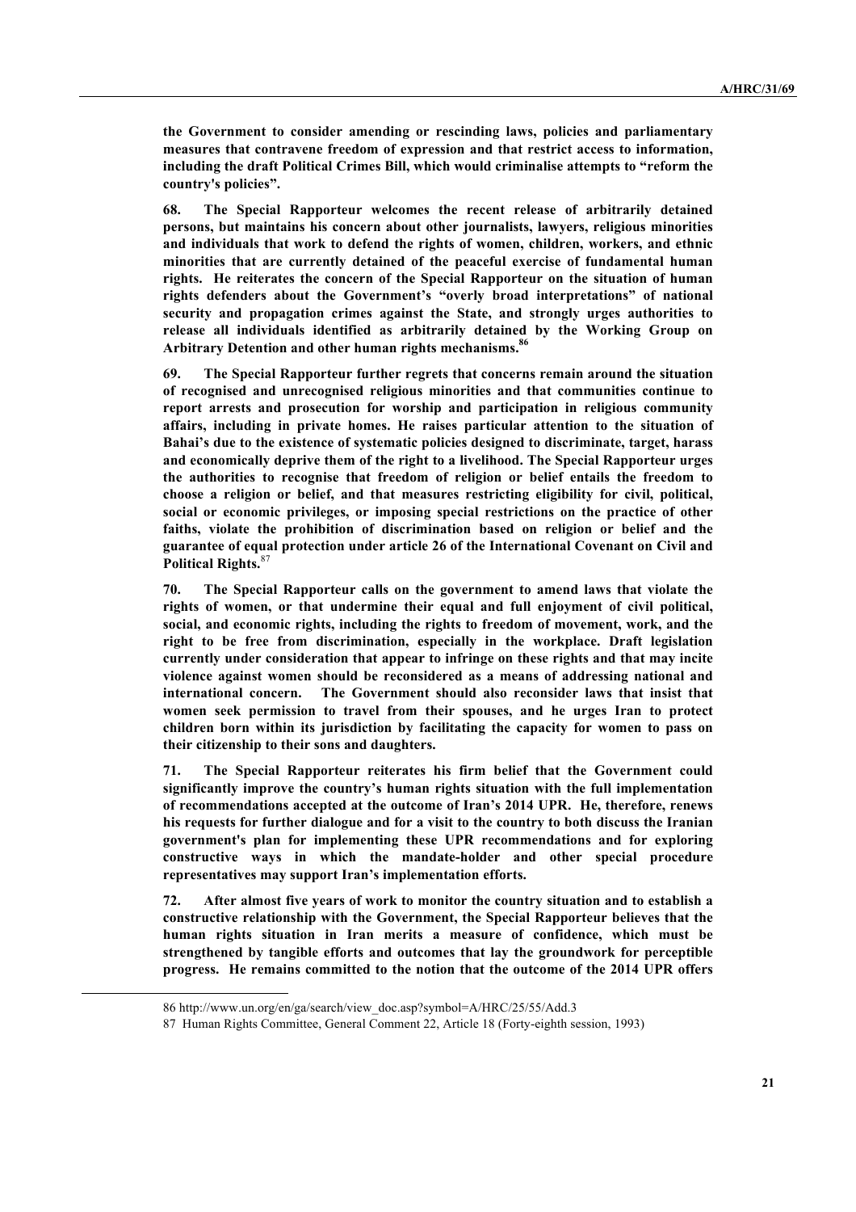**the Government to consider amending or rescinding laws, policies and parliamentary measures that contravene freedom of expression and that restrict access to information, including the draft Political Crimes Bill, which would criminalise attempts to "reform the country's policies".**

**68. The Special Rapporteur welcomes the recent release of arbitrarily detained persons, but maintains his concern about other journalists, lawyers, religious minorities and individuals that work to defend the rights of women, children, workers, and ethnic minorities that are currently detained of the peaceful exercise of fundamental human rights. He reiterates the concern of the Special Rapporteur on the situation of human rights defenders about the Government's "overly broad interpretations" of national security and propagation crimes against the State, and strongly urges authorities to release all individuals identified as arbitrarily detained by the Working Group on Arbitrary Detention and other human rights mechanisms.**[86]

**69. The Special Rapporteur further regrets that concerns remain around the situation of recognised and unrecognised religious minorities and that communities continue to report arrests and prosecution for worship and participation in religious community affairs, including in private homes. He raises particular attention to the situation of Bahai's due to the existence of systematic policies designed to discriminate, target, harass and economically deprive them of the right to a livelihood. The Special Rapporteur urges the authorities to recognise that freedom of religion or belief entails the freedom to choose a religion or belief, and that measures restricting eligibility for civil, political, social or economic privileges, or imposing special restrictions on the practice of other faiths, violate the prohibition of discrimination based on religion or belief and the guarantee of equal protection under article 26 of the International Covenant on Civil and Political Rights.**[87]

**70. The Special Rapporteur calls on the government to amend laws that violate the rights of women, or that undermine their equal and full enjoyment of civil political, social, and economic rights, including the rights to freedom of movement, work, and the right to be free from discrimination, especially in the workplace. Draft legislation currently under consideration that appear to infringe on these rights and that may incite violence against women should be reconsidered as a means of addressing national and international concern. The Government should also reconsider laws that insist that women seek permission to travel from their spouses, and he urges Iran to protect children born within its jurisdiction by facilitating the capacity for women to pass on their citizenship to their sons and daughters.**

**71. The Special Rapporteur reiterates his firm belief that the Government could significantly improve the country's human rights situation with the full implementation of recommendations accepted at the outcome of Iran's 2014 UPR. He, therefore, renews his requests for further dialogue and for a visit to the country to both discuss the Iranian government's plan for implementing these UPR recommendations and for exploring constructive ways in which the mandate-holder and other special procedure representatives may support Iran's implementation efforts.**

**72. After almost five years of work to monitor the country situation and to establish a constructive relationship with the Government, the Special Rapporteur believes that the human rights situation in Iran merits a measure of confidence, which must be strengthened by tangible efforts and outcomes that lay the groundwork for perceptible progress. He remains committed to the notion that the outcome of the 2014 UPR offers**

---

86 http://www.un.org/en/ga/search/view_doc.asp?symbol=A/HRC/25/55/Add.3

87 Human Rights Committee, General Comment 22, Article 18 (Forty-eighth session, 1993)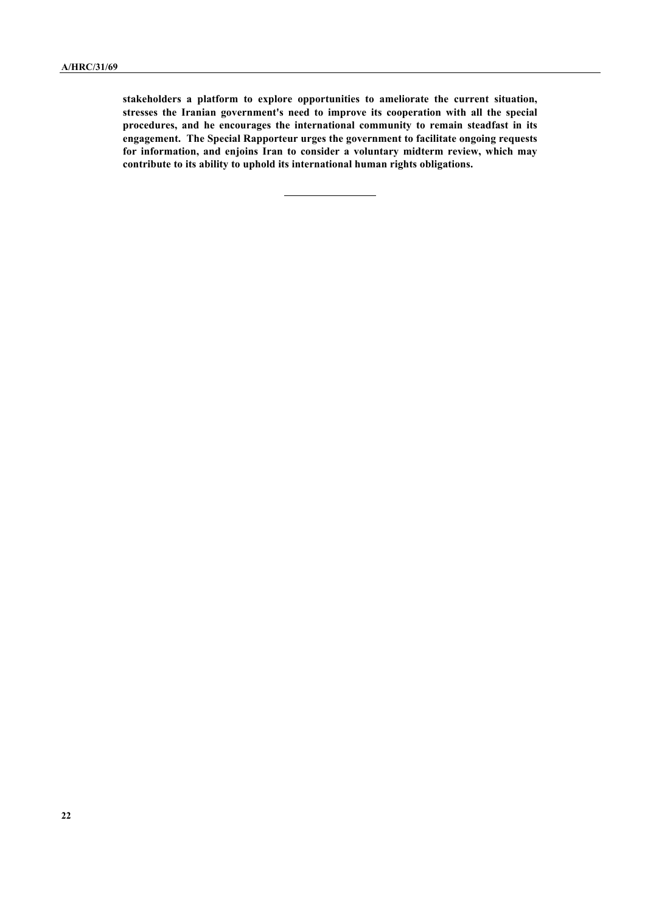**stakeholders a platform to explore opportunities to ameliorate the current situation, stresses the Iranian government's need to improve its cooperation with all the special procedures, and he encourages the international community to remain steadfast in its engagement. The Special Rapporteur urges the government to facilitate ongoing requests for information, and enjoins Iran to consider a voluntary midterm review, which may contribute to its ability to uphold its international human rights obligations.**